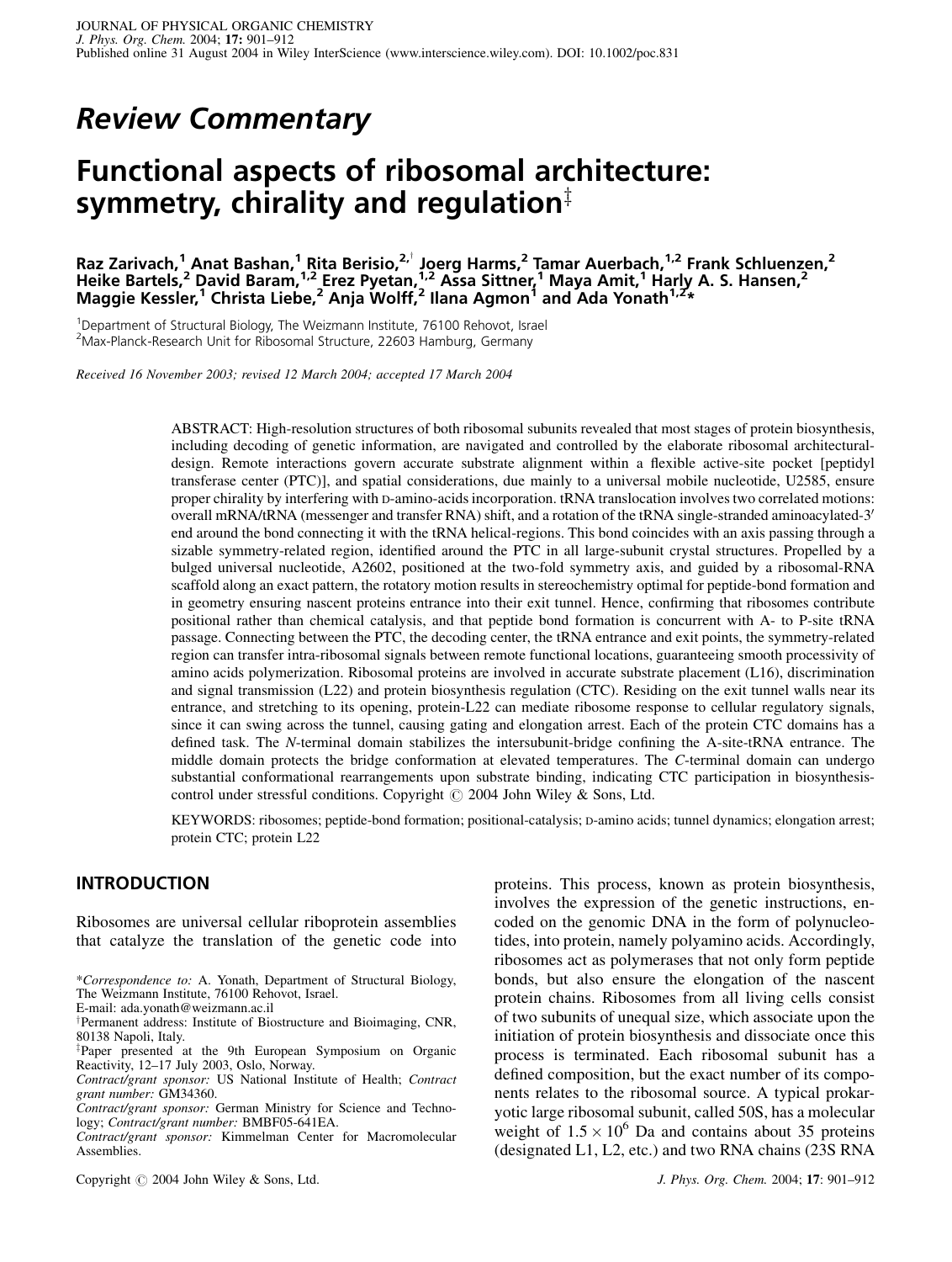*Review Commentary*

# Functional aspects of ribosomal architecture: symmetry, chirality and regulation[‡]

**Raz Zarivach,[1] Anat Bashan,[1] Rita Berisio,[2,†] Joerg Harms,[2] Tamar Auerbach,[1,2] Frank Schluenzen,[2] Heike Bartels,[2] David Baram,[1,2] Erez Pyetan,[1,2] Assa Sittner,[1] Maya Amit,[1] Harly A. S. Hansen,[2] Maggie Kessler,[1] Christa Liebe,[2] Anja Wolff,[2] Ilana Agmon[1] and Ada Yonath[1,2]***

[1]Department of Structural Biology, The Weizmann Institute, 76100 Rehovot, Israel
[2]Max-Planck-Research Unit for Ribosomal Structure, 22603 Hamburg, Germany

*Received 16 November 2003; revised 12 March 2004; accepted 17 March 2004*

ABSTRACT: High-resolution structures of both ribosomal subunits revealed that most stages of protein biosynthesis, including decoding of genetic information, are navigated and controlled by the elaborate ribosomal architectural-design. Remote interactions govern accurate substrate alignment within a flexible active-site pocket [peptidyl transferase center (PTC)], and spatial considerations, due mainly to a universal mobile nucleotide, U2585, ensure proper chirality by interfering with D-amino-acids incorporation. tRNA translocation involves two correlated motions: overall mRNA/tRNA (messenger and transfer RNA) shift, and a rotation of the tRNA single-stranded aminoacylated-3′ end around the bond connecting it with the tRNA helical-regions. This bond coincides with an axis passing through a sizable symmetry-related region, identified around the PTC in all large-subunit crystal structures. Propelled by a bulged universal nucleotide, A2602, positioned at the two-fold symmetry axis, and guided by a ribosomal-RNA scaffold along an exact pattern, the rotatory motion results in stereochemistry optimal for peptide-bond formation and in geometry ensuring nascent proteins entrance into their exit tunnel. Hence, confirming that ribosomes contribute positional rather than chemical catalysis, and that peptide bond formation is concurrent with A- to P-site tRNA passage. Connecting between the PTC, the decoding center, the tRNA entrance and exit points, the symmetry-related region can transfer intra-ribosomal signals between remote functional locations, guaranteeing smooth processivity of amino acids polymerization. Ribosomal proteins are involved in accurate substrate placement (L16), discrimination and signal transmission (L22) and protein biosynthesis regulation (CTC). Residing on the exit tunnel walls near its entrance, and stretching to its opening, protein-L22 can mediate ribosome response to cellular regulatory signals, since it can swing across the tunnel, causing gating and elongation arrest. Each of the protein CTC domains has a defined task. The *N*-terminal domain stabilizes the intersubunit-bridge confining the A-site-tRNA entrance. The middle domain protects the bridge conformation at elevated temperatures. The *C*-terminal domain can undergo substantial conformational rearrangements upon substrate binding, indicating CTC participation in biosynthesis-control under stressful conditions. Copyright © 2004 John Wiley & Sons, Ltd.

KEYWORDS: ribosomes; peptide-bond formation; positional-catalysis; D-amino acids; tunnel dynamics; elongation arrest; protein CTC; protein L22

## INTRODUCTION

Ribosomes are universal cellular riboprotein assemblies that catalyze the translation of the genetic code into proteins. This process, known as protein biosynthesis, involves the expression of the genetic instructions, encoded on the genomic DNA in the form of polynucleotides, into protein, namely polyamino acids. Accordingly, ribosomes act as polymerases that not only form peptide bonds, but also ensure the elongation of the nascent protein chains. Ribosomes from all living cells consist of two subunits of unequal size, which associate upon the initiation of protein biosynthesis and dissociate once this process is terminated. Each ribosomal subunit has a defined composition, but the exact number of its components relates to the ribosomal source. A typical prokaryotic large ribosomal subunit, called 50S, has a molecular weight of $1.5 \times 10^6$ Da and contains about 35 proteins (designated L1, L2, etc.) and two RNA chains (23S RNA

*Correspondence to: A. Yonath, Department of Structural Biology, The Weizmann Institute, 76100 Rehovot, Israel.
E-mail: ada.yonath@weizmann.ac.il
†Permanent address: Institute of Biostructure and Bioimaging, CNR, 80138 Napoli, Italy.
‡Paper presented at the 9th European Symposium on Organic Reactivity, 12–17 July 2003, Oslo, Norway.
*Contract/grant sponsor:* US National Institute of Health; *Contract grant number:* GM34360.
*Contract/grant sponsor:* German Ministry for Science and Technology; *Contract/grant number:* BMBF05-641EA.
*Contract/grant sponsor:* Kimmelman Center for Macromolecular Assemblies.

Copyright © 2004 John Wiley & Sons, Ltd.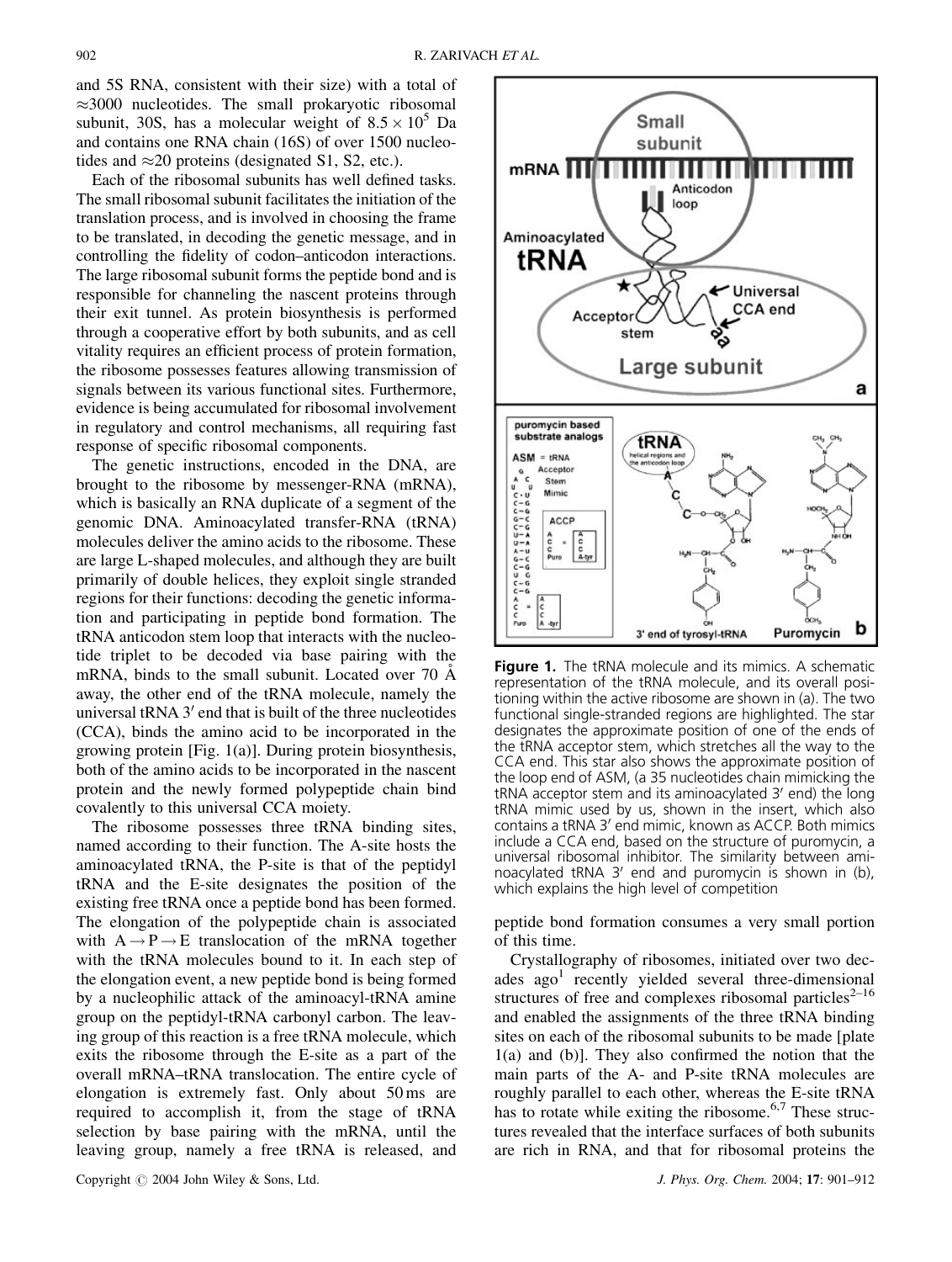and 5S RNA, consistent with their size) with a total of ≈3000 nucleotides. The small prokaryotic ribosomal subunit, 30S, has a molecular weight of $8.5 \times 10^5$ Da and contains one RNA chain (16S) of over 1500 nucleotides and ≈20 proteins (designated S1, S2, etc.).

Each of the ribosomal subunits has well defined tasks. The small ribosomal subunit facilitates the initiation of the translation process, and is involved in choosing the frame to be translated, in decoding the genetic message, and in controlling the fidelity of codon–anticodon interactions. The large ribosomal subunit forms the peptide bond and is responsible for channeling the nascent proteins through their exit tunnel. As protein biosynthesis is performed through a cooperative effort by both subunits, and as cell vitality requires an efficient process of protein formation, the ribosome possesses features allowing transmission of signals between its various functional sites. Furthermore, evidence is being accumulated for ribosomal involvement in regulatory and control mechanisms, all requiring fast response of specific ribosomal components.

The genetic instructions, encoded in the DNA, are brought to the ribosome by messenger-RNA (mRNA), which is basically an RNA duplicate of a segment of the genomic DNA. Aminoacylated transfer-RNA (tRNA) molecules deliver the amino acids to the ribosome. These are large L-shaped molecules, and although they are built primarily of double helices, they exploit single stranded regions for their functions: decoding the genetic information and participating in peptide bond formation. The tRNA anticodon stem loop that interacts with the nucleotide triplet to be decoded via base pairing with the mRNA, binds to the small subunit. Located over 70 Å away, the other end of the tRNA molecule, namely the universal tRNA 3′ end that is built of the three nucleotides (CCA), binds the amino acid to be incorporated in the growing protein [Fig. 1(a)]. During protein biosynthesis, both of the amino acids to be incorporated in the nascent protein and the newly formed polypeptide chain bind covalently to this universal CCA moiety.

The ribosome possesses three tRNA binding sites, named according to their function. The A-site hosts the aminoacylated tRNA, the P-site is that of the peptidyl tRNA and the E-site designates the position of the existing free tRNA once a peptide bond has been formed. The elongation of the polypeptide chain is associated with A → P → E translocation of the mRNA together with the tRNA molecules bound to it. In each step of the elongation event, a new peptide bond is being formed by a nucleophilic attack of the aminoacyl-tRNA amine group on the peptidyl-tRNA carbonyl carbon. The leaving group of this reaction is a free tRNA molecule, which exits the ribosome through the E-site as a part of the overall mRNA–tRNA translocation. The entire cycle of elongation is extremely fast. Only about 50 ms are required to accomplish it, from the stage of tRNA selection by base pairing with the mRNA, until the leaving group, namely a free tRNA is released, and peptide bond formation consumes a very small portion of this time.

**Figure 1.** The tRNA molecule and its mimics. A schematic representation of the tRNA molecule, and its overall positioning within the active ribosome are shown in (a). The two functional single-stranded regions are highlighted. The star designates the approximate position of one of the ends of the tRNA acceptor stem, which stretches all the way to the CCA end. This star also shows the approximate position of the loop end of ASM, (a 35 nucleotides chain mimicking the tRNA acceptor stem and its aminoacylated 3′ end) the long tRNA mimic used by us, shown in the insert, which also contains a tRNA 3′ end mimic, known as ACCP. Both mimics include a CCA end, based on the structure of puromycin, a universal ribosomal inhibitor. The similarity between aminoacylated tRNA 3′ end and puromycin is shown in (b), which explains the high level of competition

Crystallography of ribosomes, initiated over two decades ago[1] recently yielded several three-dimensional structures of free and complexes ribosomal particles[2–16] and enabled the assignments of the three tRNA binding sites on each of the ribosomal subunits to be made [plate 1(a) and (b)]. They also confirmed the notion that the main parts of the A- and P-site tRNA molecules are roughly parallel to each other, whereas the E-site tRNA has to rotate while exiting the ribosome.[6,7] These structures revealed that the interface surfaces of both subunits are rich in RNA, and that for ribosomal proteins the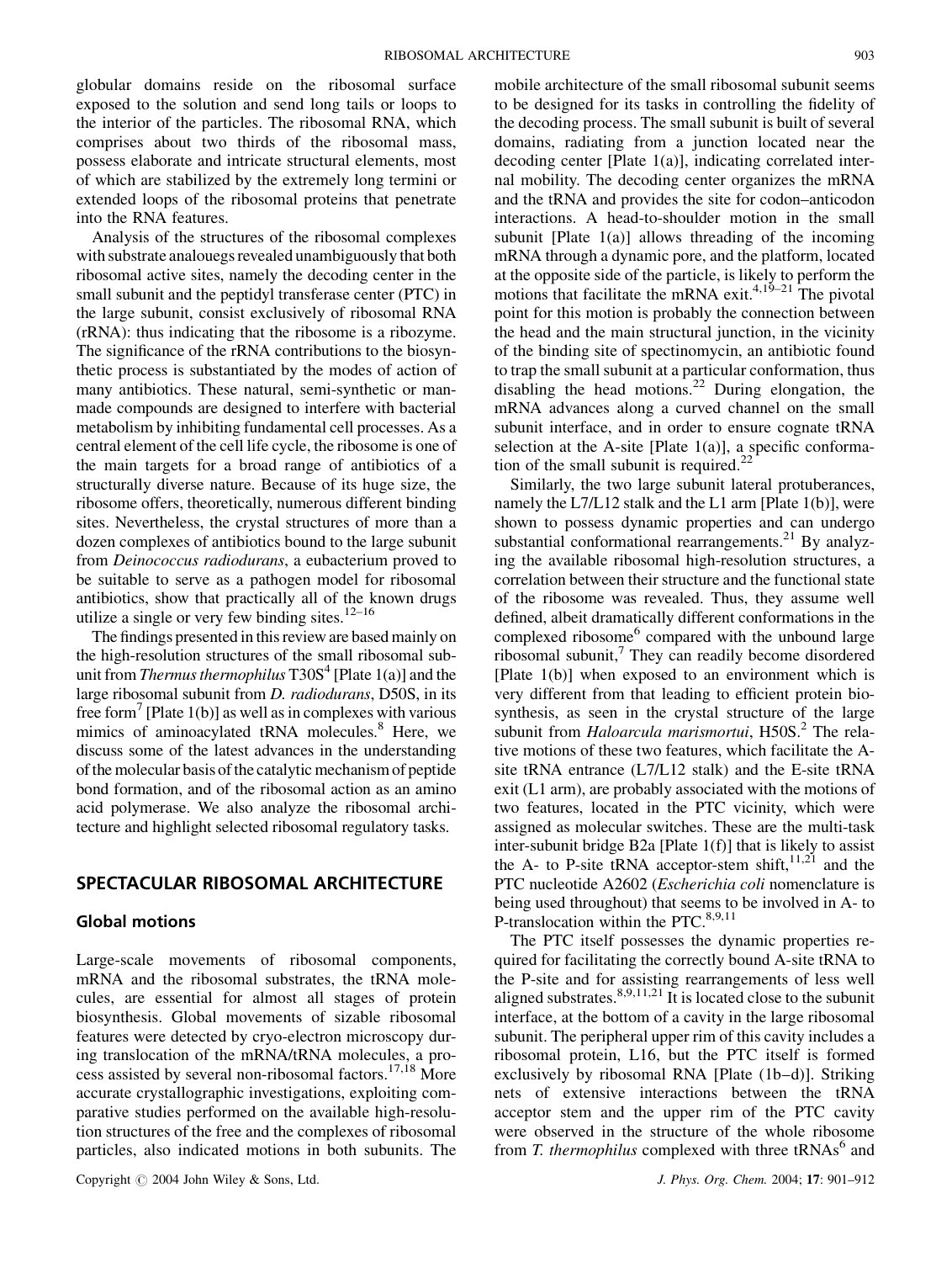globular domains reside on the ribosomal surface exposed to the solution and send long tails or loops to the interior of the particles. The ribosomal RNA, which comprises about two thirds of the ribosomal mass, possess elaborate and intricate structural elements, most of which are stabilized by the extremely long termini or extended loops of the ribosomal proteins that penetrate into the RNA features.

Analysis of the structures of the ribosomal complexes with substrate analouegs revealed unambiguously that both ribosomal active sites, namely the decoding center in the small subunit and the peptidyl transferase center (PTC) in the large subunit, consist exclusively of ribosomal RNA (rRNA): thus indicating that the ribosome is a ribozyme. The significance of the rRNA contributions to the biosynthetic process is substantiated by the modes of action of many antibiotics. These natural, semi-synthetic or man-made compounds are designed to interfere with bacterial metabolism by inhibiting fundamental cell processes. As a central element of the cell life cycle, the ribosome is one of the main targets for a broad range of antibiotics of a structurally diverse nature. Because of its huge size, the ribosome offers, theoretically, numerous different binding sites. Nevertheless, the crystal structures of more than a dozen complexes of antibiotics bound to the large subunit from *Deinococcus radiodurans*, a eubacterium proved to be suitable to serve as a pathogen model for ribosomal antibiotics, show that practically all of the known drugs utilize a single or very few binding sites.[12–16]

The findings presented in this review are based mainly on the high-resolution structures of the small ribosomal subunit from *Thermus thermophilus* T30S[4] [Plate 1(a)] and the large ribosomal subunit from *D. radiodurans*, D50S, in its free form[7] [Plate 1(b)] as well as in complexes with various mimics of aminoacylated tRNA molecules.[8] Here, we discuss some of the latest advances in the understanding of the molecular basis of the catalytic mechanism of peptide bond formation, and of the ribosomal action as an amino acid polymerase. We also analyze the ribosomal architecture and highlight selected ribosomal regulatory tasks.

## SPECTACULAR RIBOSOMAL ARCHITECTURE

### Global motions

Large-scale movements of ribosomal components, mRNA and the ribosomal substrates, the tRNA molecules, are essential for almost all stages of protein biosynthesis. Global movements of sizable ribosomal features were detected by cryo-electron microscopy during translocation of the mRNA/tRNA molecules, a process assisted by several non-ribosomal factors.[17,18] More accurate crystallographic investigations, exploiting comparative studies performed on the available high-resolution structures of the free and the complexes of ribosomal particles, also indicated motions in both subunits. The mobile architecture of the small ribosomal subunit seems to be designed for its tasks in controlling the fidelity of the decoding process. The small subunit is built of several domains, radiating from a junction located near the decoding center [Plate 1(a)], indicating correlated internal mobility. The decoding center organizes the mRNA and the tRNA and provides the site for codon–anticodon interactions. A head-to-shoulder motion in the small subunit [Plate 1(a)] allows threading of the incoming mRNA through a dynamic pore, and the platform, located at the opposite side of the particle, is likely to perform the motions that facilitate the mRNA exit.[4,19–21] The pivotal point for this motion is probably the connection between the head and the main structural junction, in the vicinity of the binding site of spectinomycin, an antibiotic found to trap the small subunit at a particular conformation, thus disabling the head motions.[22] During elongation, the mRNA advances along a curved channel on the small subunit interface, and in order to ensure cognate tRNA selection at the A-site [Plate 1(a)], a specific conformation of the small subunit is required.[22]

Similarly, the two large subunit lateral protuberances, namely the L7/L12 stalk and the L1 arm [Plate 1(b)], were shown to possess dynamic properties and can undergo substantial conformational rearrangements.[21] By analyzing the available ribosomal high-resolution structures, a correlation between their structure and the functional state of the ribosome was revealed. Thus, they assume well defined, albeit dramatically different conformations in the complexed ribosome[6] compared with the unbound large ribosomal subunit,[7] They can readily become disordered [Plate 1(b)] when exposed to an environment which is very different from that leading to efficient protein biosynthesis, as seen in the crystal structure of the large subunit from *Haloarcula marismortui*, H50S.[2] The relative motions of these two features, which facilitate the A-site tRNA entrance (L7/L12 stalk) and the E-site tRNA exit (L1 arm), are probably associated with the motions of two features, located in the PTC vicinity, which were assigned as molecular switches. These are the multi-task inter-subunit bridge B2a [Plate 1(f)] that is likely to assist the A- to P-site tRNA acceptor-stem shift,[11,21] and the PTC nucleotide A2602 (*Escherichia coli* nomenclature is being used throughout) that seems to be involved in A- to P-translocation within the PTC.[8,9,11]

The PTC itself possesses the dynamic properties required for facilitating the correctly bound A-site tRNA to the P-site and for assisting rearrangements of less well aligned substrates.[8,9,11,21] It is located close to the subunit interface, at the bottom of a cavity in the large ribosomal subunit. The peripheral upper rim of this cavity includes a ribosomal protein, L16, but the PTC itself is formed exclusively by ribosomal RNA [Plate (1b–d)]. Striking nets of extensive interactions between the tRNA acceptor stem and the upper rim of the PTC cavity were observed in the structure of the whole ribosome from *T. thermophilus* complexed with three tRNAs[6] and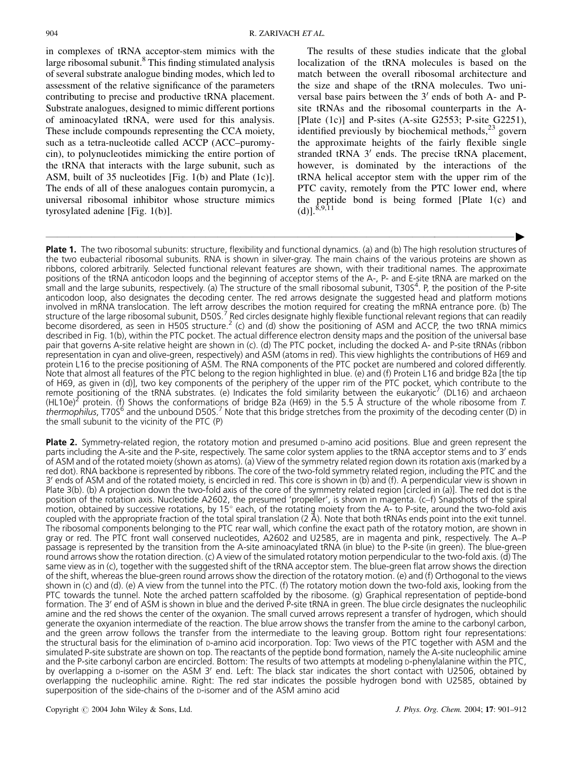in complexes of tRNA acceptor-stem mimics with the large ribosomal subunit.[8] This finding stimulated analysis of several substrate analogue binding modes, which led to assessment of the relative significance of the parameters contributing to precise and productive tRNA placement. Substrate analogues, designed to mimic different portions of aminoacylated tRNA, were used for this analysis. These include compounds representing the CCA moiety, such as a tetra-nucleotide called ACCP (ACC–puromycin), to polynucleotides mimicking the entire portion of the tRNA that interacts with the large subunit, such as ASM, built of 35 nucleotides [Fig. 1(b) and Plate (1c)]. The ends of all of these analogues contain puromycin, a universal ribosomal inhibitor whose structure mimics tyrosylated adenine [Fig. 1(b)].

The results of these studies indicate that the global localization of the tRNA molecules is based on the match between the overall ribosomal architecture and the size and shape of the tRNA molecules. Two universal base pairs between the 3′ ends of both A- and P-site tRNAs and the ribosomal counterparts in the A- [Plate (1c)] and P-sites (A-site G2553; P-site G2251), identified previously by biochemical methods,[23] govern the approximate heights of the fairly flexible single stranded tRNA 3′ ends. The precise tRNA placement, however, is dominated by the interactions of the tRNA helical acceptor stem with the upper rim of the PTC cavity, remotely from the PTC lower end, where the peptide bond is being formed [Plate 1(c) and (d)].[8,9,11]

**Plate 1.** The two ribosomal subunits: structure, flexibility and functional dynamics. (a) and (b) The high resolution structures of the two eubacterial ribosomal subunits. RNA is shown in silver-gray. The main chains of the various proteins are shown as ribbons, colored arbitrarily. Selected functional relevant features are shown, with their traditional names. The approximate positions of the tRNA anticodon loops and the beginning of acceptor stems of the A-, P- and E-site tRNA are marked on the small and the large subunits, respectively. (a) The structure of the small ribosomal subunit, T30S[4]. P, the position of the P-site anticodon loop, also designates the decoding center. The red arrows designate the suggested head and platform motions involved in mRNA translocation. The left arrow describes the motion required for creating the mRNA entrance pore. (b) The structure of the large ribosomal subunit, D50S.[7] Red circles designate highly flexible functional relevant regions that can readily become disordered, as seen in H50S structure.[2] (c) and (d) show the positioning of ASM and ACCP, the two tRNA mimics described in Fig. 1(b), within the PTC pocket. The actual difference electron density maps and the position of the universal base pair that governs A-site relative height are shown in (c). (d) The PTC pocket, including the docked A- and P-site tRNAs (ribbon representation in cyan and olive-green, respectively) and ASM (atoms in red). This view highlights the contributions of H69 and protein L16 to the precise positioning of ASM. The RNA components of the PTC pocket are numbered and colored differently. Note that almost all features of the PTC belong to the region highlighted in blue. (e) and (f) Protein L16 and bridge B2a [the tip of H69, as given in (d)], two key components of the periphery of the upper rim of the PTC pocket, which contribute to the remote positioning of the tRNA substrates. (e) Indicates the fold similarity between the eukaryotic[7] (DL16) and archaeon (HL10e)[2] protein. (f) Shows the conformations of bridge B2a (H69) in the 5.5 Å structure of the whole ribosome from *T. thermophilus*, T70S[6] and the unbound D50S.[7] Note that this bridge stretches from the proximity of the decoding center (D) in the small subunit to the vicinity of the PTC (P)

**Plate 2.** Symmetry-related region, the rotatory motion and presumed D-amino acid positions. Blue and green represent the parts including the A-site and the P-site, respectively. The same color system applies to the tRNA acceptor stems and to 3′ ends of ASM and of the rotated moiety (shown as atoms). (a) View of the symmetry related region down its rotation axis (marked by a red dot). RNA backbone is represented by ribbons. The core of the two-fold symmetry related region, including the PTC and the 3′ ends of ASM and of the rotated moiety, is encircled in red. This core is shown in (b) and (f). A perpendicular view is shown in Plate 3(b). (b) A projection down the two-fold axis of the core of the symmetry related region [circled in (a)]. The red dot is the position of the rotation axis. Nucleotide A2602, the presumed 'propeller', is shown in magenta. (c–f) Snapshots of the spiral motion, obtained by successive rotations, by 15° each, of the rotating moiety from the A- to P-site, around the two-fold axis coupled with the appropriate fraction of the total spiral translation (2 Å). Note that both tRNAs ends point into the exit tunnel. The ribosomal components belonging to the PTC rear wall, which confine the exact path of the rotatory motion, are shown in gray or red. The PTC front wall conserved nucleotides, A2602 and U2585, are in magenta and pink, respectively. The A–P passage is represented by the transition from the A-site aminoacylated tRNA (in blue) to the P-site (in green). The blue-green round arrows show the rotation direction. (c) A view of the simulated rotatory motion perpendicular to the two-fold axis. (d) The same view as in (c), together with the suggested shift of the tRNA acceptor stem. The blue-green flat arrow shows the direction of the shift, whereas the blue-green round arrows show the direction of the rotatory motion. (e) and (f) Orthogonal to the views shown in (c) and (d). (e) A view from the tunnel into the PTC. (f) The rotatory motion down the two-fold axis, looking from the PTC towards the tunnel. Note the arched pattern scaffolded by the ribosome. (g) Graphical representation of peptide-bond formation. The 3′ end of ASM is shown in blue and the derived P-site tRNA in green. The blue circle designates the nucleophilic amine and the red shows the center of the oxyanion. The small curved arrows represent a transfer of hydrogen, which should generate the oxyanion intermediate of the reaction. The blue arrow shows the transfer from the amine to the carbonyl carbon, and the green arrow follows the transfer from the intermediate to the leaving group. Bottom right four representations: the structural basis for the elimination of D-amino acid incorporation. Top: Two views of the PTC together with ASM and the simulated P-site substrate are shown on top. The reactants of the peptide bond formation, namely the A-site nucleophilic amine and the P-site carbonyl carbon are encircled. Bottom: The results of two attempts at modeling D-phenylalanine within the PTC, by overlapping a D-isomer on the ASM 3′ end. Left: The black star indicates the short contact with U2506, obtained by overlapping the nucleophilic amine. Right: The red star indicates the possible hydrogen bond with U2585, obtained by superposition of the side-chains of the D-isomer and of the ASM amino acid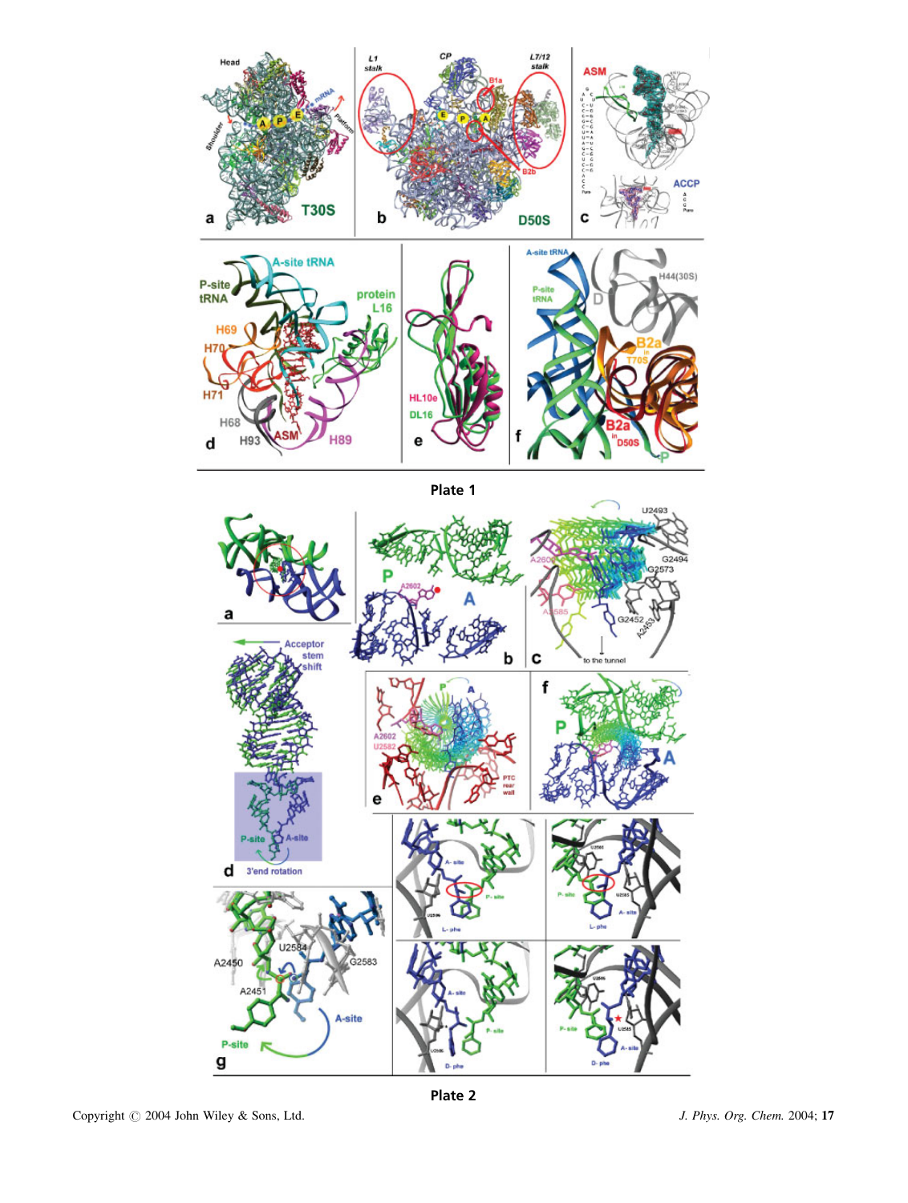Plate 1

Plate 2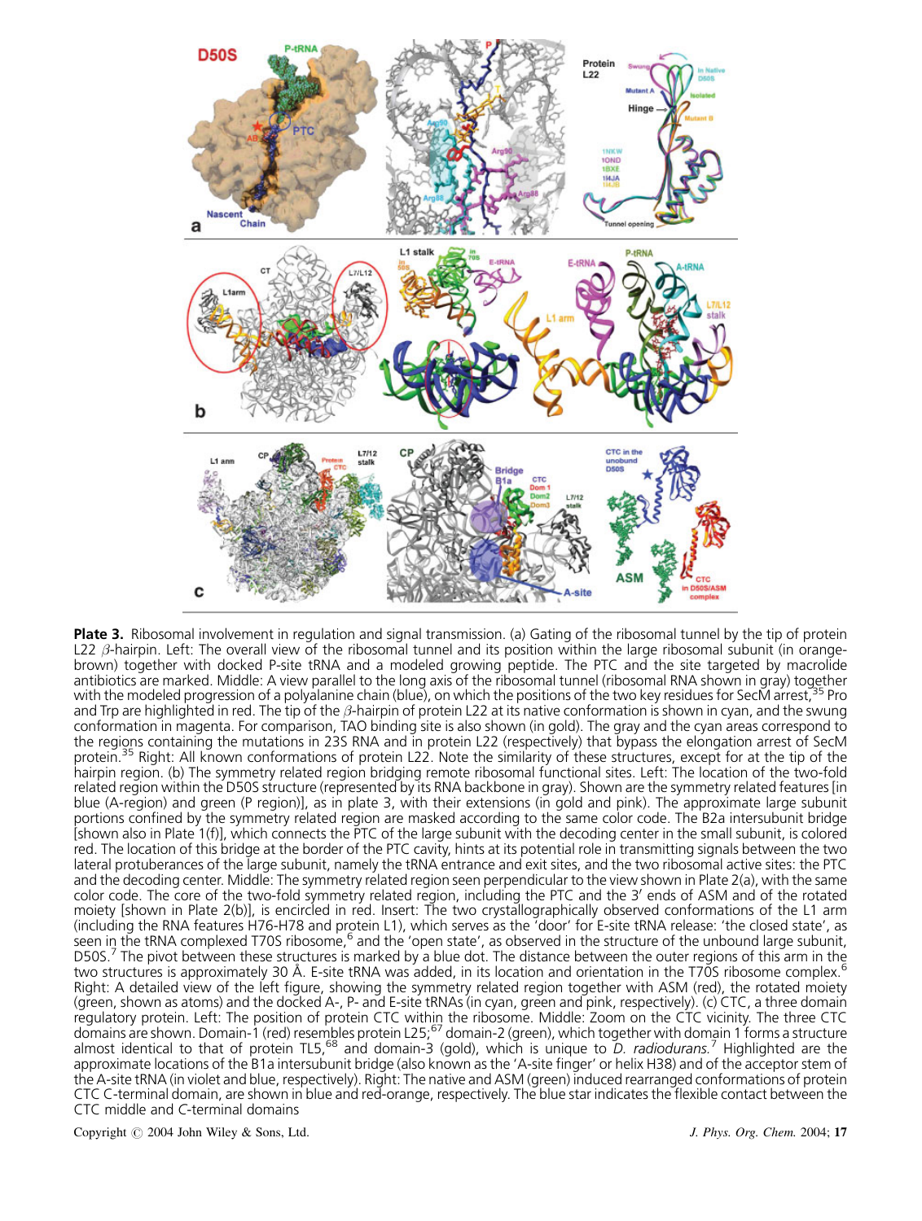**Plate 3.** Ribosomal involvement in regulation and signal transmission. (a) Gating of the ribosomal tunnel by the tip of protein L22 $\beta$-hairpin. Left: The overall view of the ribosomal tunnel and its position within the large ribosomal subunit (in orange-brown) together with docked P-site tRNA and a modeled growing peptide. The PTC and the site targeted by macrolide antibiotics are marked. Middle: A view parallel to the long axis of the ribosomal tunnel (ribosomal RNA shown in gray) together with the modeled progression of a polyalanine chain (blue), on which the positions of the two key residues for SecM arrest,[35] Pro and Trp are highlighted in red. The tip of the $\beta$-hairpin of protein L22 at its native conformation is shown in cyan, and the swung conformation in magenta. For comparison, TAO binding site is also shown (in gold). The gray and the cyan areas correspond to the regions containing the mutations in 23S RNA and in protein L22 (respectively) that bypass the elongation arrest of SecM protein.[35] Right: All known conformations of protein L22. Note the similarity of these structures, except for at the tip of the hairpin region. (b) The symmetry related region bridging remote ribosomal functional sites. Left: The location of the two-fold related region within the D50S structure (represented by its RNA backbone in gray). Shown are the symmetry related features [in blue (A-region) and green (P region)], as in plate 3, with their extensions (in gold and pink). The approximate large subunit portions confined by the symmetry related region are masked according to the same color code. The B2a intersubunit bridge [shown also in Plate 1(f)], which connects the PTC of the large subunit with the decoding center in the small subunit, is colored red. The location of this bridge at the border of the PTC cavity, hints at its potential role in transmitting signals between the two lateral protuberances of the large subunit, namely the tRNA entrance and exit sites, and the two ribosomal active sites: the PTC and the decoding center. Middle: The symmetry related region seen perpendicular to the view shown in Plate 2(a), with the same color code. The core of the two-fold symmetry related region, including the PTC and the 3′ ends of ASM and of the rotated moiety [shown in Plate 2(b)], is encircled in red. Insert: The two crystallographically observed conformations of the L1 arm (including the RNA features H76-H78 and protein L1), which serves as the 'door' for E-site tRNA release: 'the closed state', as seen in the tRNA complexed T70S ribosome,[6] and the 'open state', as observed in the structure of the unbound large subunit, D50S.[7] The pivot between these structures is marked by a blue dot. The distance between the outer regions of this arm in the two structures is approximately 30 Å. E-site tRNA was added, in its location and orientation in the T70S ribosome complex.[6] Right: A detailed view of the left figure, showing the symmetry related region together with ASM (red), the rotated moiety (green, shown as atoms) and the docked A-, P- and E-site tRNAs (in cyan, green and pink, respectively). (c) CTC, a three domain regulatory protein. Left: The position of protein CTC within the ribosome. Middle: Zoom on the CTC vicinity. The three CTC domains are shown. Domain-1 (red) resembles protein L25;[67] domain-2 (green), which together with domain 1 forms a structure almost identical to that of protein TL5,[68] and domain-3 (gold), which is unique to *D. radiodurans.*[7] Highlighted are the approximate locations of the B1a intersubunit bridge (also known as the 'A-site finger' or helix H38) and of the acceptor stem of the A-site tRNA (in violet and blue, respectively). Right: The native and ASM (green) induced rearranged conformations of protein CTC C-terminal domain, are shown in blue and red-orange, respectively. The blue star indicates the flexible contact between the CTC middle and *C*-terminal domains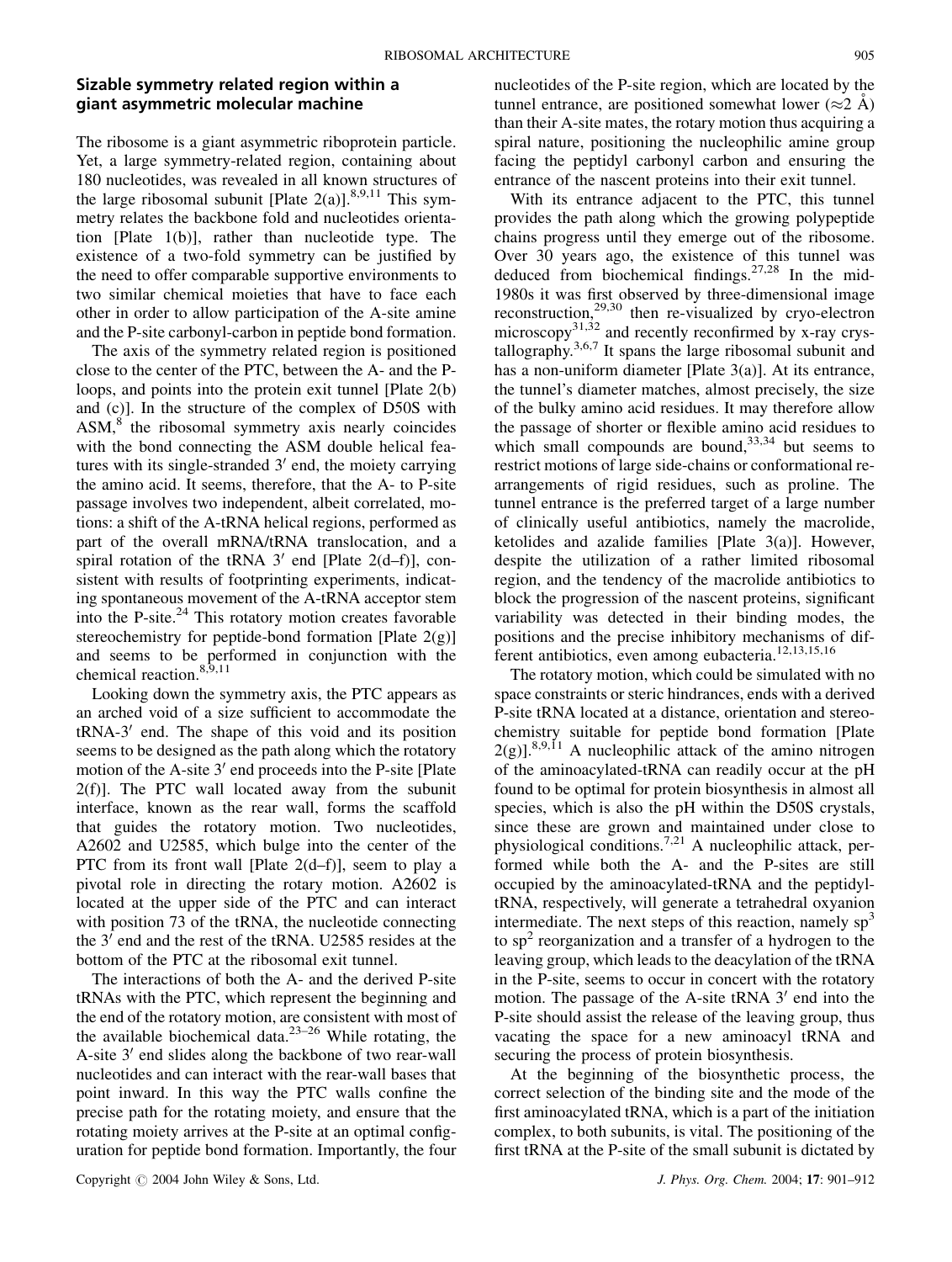## Sizable symmetry related region within a giant asymmetric molecular machine

The ribosome is a giant asymmetric riboprotein particle. Yet, a large symmetry-related region, containing about 180 nucleotides, was revealed in all known structures of the large ribosomal subunit [Plate 2(a)].[8,9,11] This symmetry relates the backbone fold and nucleotides orientation [Plate 1(b)], rather than nucleotide type. The existence of a two-fold symmetry can be justified by the need to offer comparable supportive environments to two similar chemical moieties that have to face each other in order to allow participation of the A-site amine and the P-site carbonyl-carbon in peptide bond formation.

The axis of the symmetry related region is positioned close to the center of the PTC, between the A- and the P-loops, and points into the protein exit tunnel [Plate 2(b) and (c)]. In the structure of the complex of D50S with ASM,[8] the ribosomal symmetry axis nearly coincides with the bond connecting the ASM double helical features with its single-stranded 3′ end, the moiety carrying the amino acid. It seems, therefore, that the A- to P-site passage involves two independent, albeit correlated, motions: a shift of the A-tRNA helical regions, performed as part of the overall mRNA/tRNA translocation, and a spiral rotation of the tRNA 3′ end [Plate 2(d–f)], consistent with results of footprinting experiments, indicating spontaneous movement of the A-tRNA acceptor stem into the P-site.[24] This rotatory motion creates favorable stereochemistry for peptide-bond formation [Plate 2(g)] and seems to be performed in conjunction with the chemical reaction.[8,9,11]

Looking down the symmetry axis, the PTC appears as an arched void of a size sufficient to accommodate the tRNA-3′ end. The shape of this void and its position seems to be designed as the path along which the rotatory motion of the A-site 3′ end proceeds into the P-site [Plate 2(f)]. The PTC wall located away from the subunit interface, known as the rear wall, forms the scaffold that guides the rotatory motion. Two nucleotides, A2602 and U2585, which bulge into the center of the PTC from its front wall [Plate 2(d–f)], seem to play a pivotal role in directing the rotary motion. A2602 is located at the upper side of the PTC and can interact with position 73 of the tRNA, the nucleotide connecting the 3′ end and the rest of the tRNA. U2585 resides at the bottom of the PTC at the ribosomal exit tunnel.

The interactions of both the A- and the derived P-site tRNAs with the PTC, which represent the beginning and the end of the rotatory motion, are consistent with most of the available biochemical data.[23–26] While rotating, the A-site 3′ end slides along the backbone of two rear-wall nucleotides and can interact with the rear-wall bases that point inward. In this way the PTC walls confine the precise path for the rotating moiety, and ensure that the rotating moiety arrives at the P-site at an optimal configuration for peptide bond formation. Importantly, the four nucleotides of the P-site region, which are located by the tunnel entrance, are positioned somewhat lower (≈2 Å) than their A-site mates, the rotary motion thus acquiring a spiral nature, positioning the nucleophilic amine group facing the peptidyl carbonyl carbon and ensuring the entrance of the nascent proteins into their exit tunnel.

With its entrance adjacent to the PTC, this tunnel provides the path along which the growing polypeptide chains progress until they emerge out of the ribosome. Over 30 years ago, the existence of this tunnel was deduced from biochemical findings.[27,28] In the mid-1980s it was first observed by three-dimensional image reconstruction,[29,30] then re-visualized by cryo-electron microscopy[31,32] and recently reconfirmed by x-ray crystallography.[3,6,7] It spans the large ribosomal subunit and has a non-uniform diameter [Plate 3(a)]. At its entrance, the tunnel's diameter matches, almost precisely, the size of the bulky amino acid residues. It may therefore allow the passage of shorter or flexible amino acid residues to which small compounds are bound,[33,34] but seems to restrict motions of large side-chains or conformational rearrangements of rigid residues, such as proline. The tunnel entrance is the preferred target of a large number of clinically useful antibiotics, namely the macrolide, ketolides and azalide families [Plate 3(a)]. However, despite the utilization of a rather limited ribosomal region, and the tendency of the macrolide antibiotics to block the progression of the nascent proteins, significant variability was detected in their binding modes, the positions and the precise inhibitory mechanisms of different antibiotics, even among eubacteria.[12,13,15,16]

The rotatory motion, which could be simulated with no space constraints or steric hindrances, ends with a derived P-site tRNA located at a distance, orientation and stereochemistry suitable for peptide bond formation [Plate 2(g)].[8,9,11] A nucleophilic attack of the amino nitrogen of the aminoacylated-tRNA can readily occur at the pH found to be optimal for protein biosynthesis in almost all species, which is also the pH within the D50S crystals, since these are grown and maintained under close to physiological conditions.[7,21] A nucleophilic attack, performed while both the A- and the P-sites are still occupied by the aminoacylated-tRNA and the peptidyl-tRNA, respectively, will generate a tetrahedral oxyanion intermediate. The next steps of this reaction, namely $sp^3$ to $sp^2$ reorganization and a transfer of a hydrogen to the leaving group, which leads to the deacylation of the tRNA in the P-site, seems to occur in concert with the rotatory motion. The passage of the A-site tRNA 3′ end into the P-site should assist the release of the leaving group, thus vacating the space for a new aminoacyl tRNA and securing the process of protein biosynthesis.

At the beginning of the biosynthetic process, the correct selection of the binding site and the mode of the first aminoacylated tRNA, which is a part of the initiation complex, to both subunits, is vital. The positioning of the first tRNA at the P-site of the small subunit is dictated by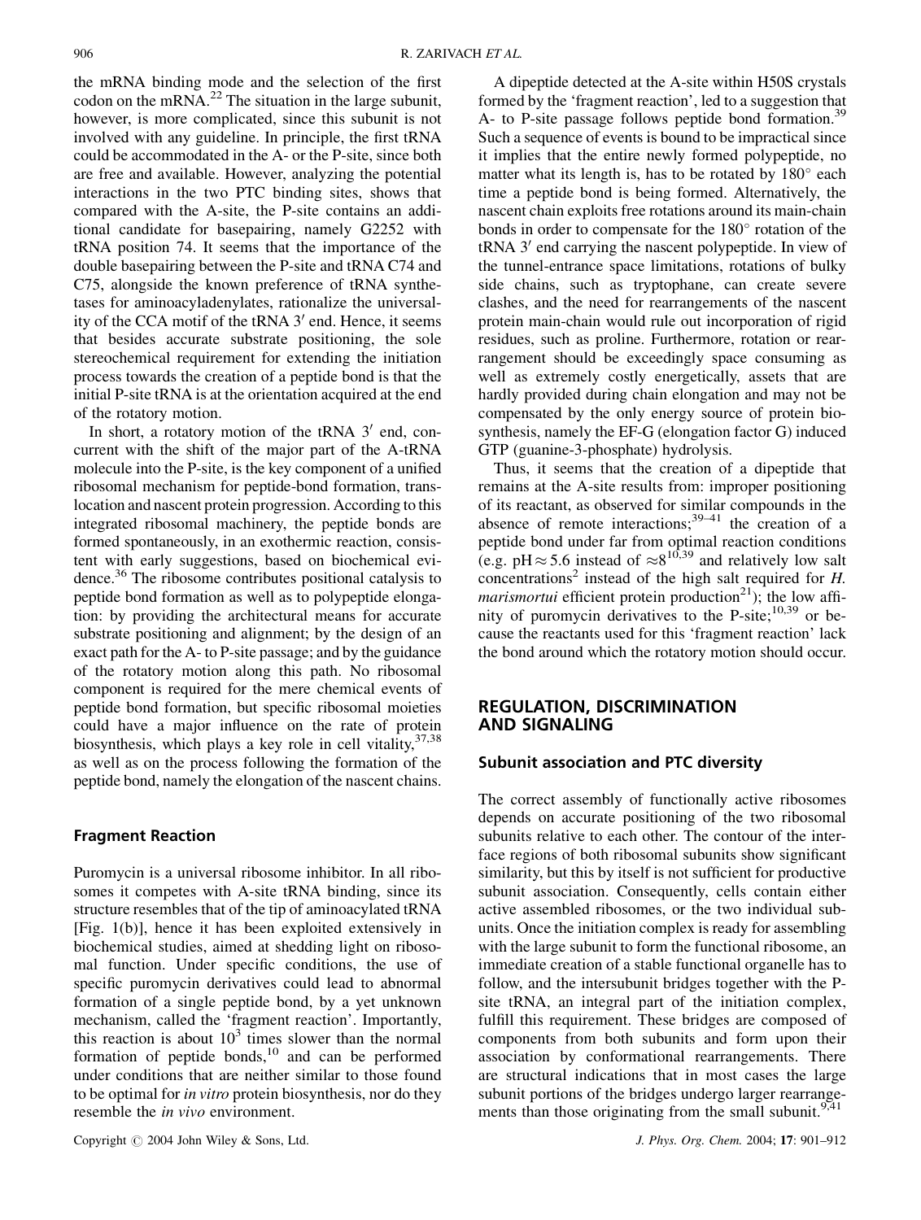the mRNA binding mode and the selection of the first codon on the mRNA.[22] The situation in the large subunit, however, is more complicated, since this subunit is not involved with any guideline. In principle, the first tRNA could be accommodated in the A- or the P-site, since both are free and available. However, analyzing the potential interactions in the two PTC binding sites, shows that compared with the A-site, the P-site contains an additional candidate for basepairing, namely G2252 with tRNA position 74. It seems that the importance of the double basepairing between the P-site and tRNA C74 and C75, alongside the known preference of tRNA synthetases for aminoacyladenylates, rationalize the universality of the CCA motif of the tRNA 3′ end. Hence, it seems that besides accurate substrate positioning, the sole stereochemical requirement for extending the initiation process towards the creation of a peptide bond is that the initial P-site tRNA is at the orientation acquired at the end of the rotatory motion.

In short, a rotatory motion of the tRNA 3′ end, concurrent with the shift of the major part of the A-tRNA molecule into the P-site, is the key component of a unified ribosomal mechanism for peptide-bond formation, translocation and nascent protein progression. According to this integrated ribosomal machinery, the peptide bonds are formed spontaneously, in an exothermic reaction, consistent with early suggestions, based on biochemical evidence.[36] The ribosome contributes positional catalysis to peptide bond formation as well as to polypeptide elongation: by providing the architectural means for accurate substrate positioning and alignment; by the design of an exact path for the A- to P-site passage; and by the guidance of the rotatory motion along this path. No ribosomal component is required for the mere chemical events of peptide bond formation, but specific ribosomal moieties could have a major influence on the rate of protein biosynthesis, which plays a key role in cell vitality,[37,38] as well as on the process following the formation of the peptide bond, namely the elongation of the nascent chains.

### Fragment Reaction

Puromycin is a universal ribosome inhibitor. In all ribosomes it competes with A-site tRNA binding, since its structure resembles that of the tip of aminoacylated tRNA [Fig. 1(b)], hence it has been exploited extensively in biochemical studies, aimed at shedding light on ribosomal function. Under specific conditions, the use of specific puromycin derivatives could lead to abnormal formation of a single peptide bond, by a yet unknown mechanism, called the 'fragment reaction'. Importantly, this reaction is about $10^3$ times slower than the normal formation of peptide bonds,[10] and can be performed under conditions that are neither similar to those found to be optimal for *in vitro* protein biosynthesis, nor do they resemble the *in vivo* environment.

A dipeptide detected at the A-site within H50S crystals formed by the 'fragment reaction', led to a suggestion that A- to P-site passage follows peptide bond formation.[39] Such a sequence of events is bound to be impractical since it implies that the entire newly formed polypeptide, no matter what its length is, has to be rotated by 180° each time a peptide bond is being formed. Alternatively, the nascent chain exploits free rotations around its main-chain bonds in order to compensate for the 180° rotation of the tRNA 3′ end carrying the nascent polypeptide. In view of the tunnel-entrance space limitations, rotations of bulky side chains, such as tryptophane, can create severe clashes, and the need for rearrangements of the nascent protein main-chain would rule out incorporation of rigid residues, such as proline. Furthermore, rotation or rearrangement should be exceedingly space consuming as well as extremely costly energetically, assets that are hardly provided during chain elongation and may not be compensated by the only energy source of protein biosynthesis, namely the EF-G (elongation factor G) induced GTP (guanine-3-phosphate) hydrolysis.

Thus, it seems that the creation of a dipeptide that remains at the A-site results from: improper positioning of its reactant, as observed for similar compounds in the absence of remote interactions;[39–41] the creation of a peptide bond under far from optimal reaction conditions (e.g. pH $\approx$ 5.6 instead of $\approx$8[10,39] and relatively low salt concentrations[2] instead of the high salt required for *H. marismortui* efficient protein production[21]); the low affinity of puromycin derivatives to the P-site;[10,39] or because the reactants used for this 'fragment reaction' lack the bond around which the rotatory motion should occur.

## REGULATION, DISCRIMINATION AND SIGNALING

### Subunit association and PTC diversity

The correct assembly of functionally active ribosomes depends on accurate positioning of the two ribosomal subunits relative to each other. The contour of the interface regions of both ribosomal subunits show significant similarity, but this by itself is not sufficient for productive subunit association. Consequently, cells contain either active assembled ribosomes, or the two individual subunits. Once the initiation complex is ready for assembling with the large subunit to form the functional ribosome, an immediate creation of a stable functional organelle has to follow, and the intersubunit bridges together with the P-site tRNA, an integral part of the initiation complex, fulfill this requirement. These bridges are composed of components from both subunits and form upon their association by conformational rearrangements. There are structural indications that in most cases the large subunit portions of the bridges undergo larger rearrangements than those originating from the small subunit.[9,41]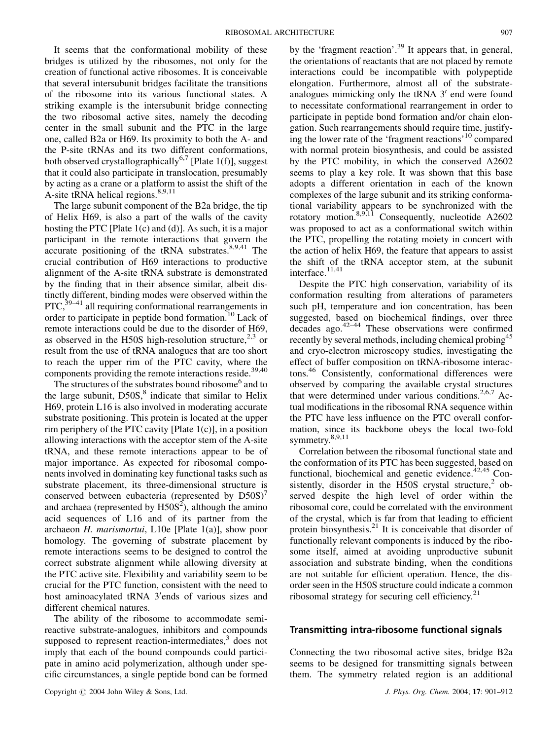It seems that the conformational mobility of these bridges is utilized by the ribosomes, not only for the creation of functional active ribosomes. It is conceivable that several intersubunit bridges facilitate the transitions of the ribosome into its various functional states. A striking example is the intersubunit bridge connecting the two ribosomal active sites, namely the decoding center in the small subunit and the PTC in the large one, called B2a or H69. Its proximity to both the A- and the P-site tRNAs and its two different conformations, both observed crystallographically[6,7] [Plate 1(f)], suggest that it could also participate in translocation, presumably by acting as a crane or a platform to assist the shift of the A-site tRNA helical regions.[8,9,11]

The large subunit component of the B2a bridge, the tip of Helix H69, is also a part of the walls of the cavity hosting the PTC [Plate 1(c) and (d)]. As such, it is a major participant in the remote interactions that govern the accurate positioning of the tRNA substrates.[8,9,41] The crucial contribution of H69 interactions to productive alignment of the A-site tRNA substrate is demonstrated by the finding that in their absence similar, albeit distinctly different, binding modes were observed within the PTC,[39–41] all requiring conformational rearrangements in order to participate in peptide bond formation.[10] Lack of remote interactions could be due to the disorder of H69, as observed in the H50S high-resolution structure,[2,3] or result from the use of tRNA analogues that are too short to reach the upper rim of the PTC cavity, where the components providing the remote interactions reside.[39,40]

The structures of the substrates bound ribosome[6] and to the large subunit, D50S,[8] indicate that similar to Helix H69, protein L16 is also involved in moderating accurate substrate positioning. This protein is located at the upper rim periphery of the PTC cavity [Plate 1(c)], in a position allowing interactions with the acceptor stem of the A-site tRNA, and these remote interactions appear to be of major importance. As expected for ribosomal components involved in dominating key functional tasks such as substrate placement, its three-dimensional structure is conserved between eubacteria (represented by D50S)[7] and archaea (represented by H50S[2]), although the amino acid sequences of L16 and of its partner from the archaeon *H. marismortui*, L10e [Plate 1(a)], show poor homology. The governing of substrate placement by remote interactions seems to be designed to control the correct substrate alignment while allowing diversity at the PTC active site. Flexibility and variability seem to be crucial for the PTC function, consistent with the need to host aminoacylated tRNA 3′ends of various sizes and different chemical natures.

The ability of the ribosome to accommodate semi-reactive substrate-analogues, inhibitors and compounds supposed to represent reaction-intermediates,[3] does not imply that each of the bound compounds could participate in amino acid polymerization, although under specific circumstances, a single peptide bond can be formed by the 'fragment reaction'.[39] It appears that, in general, the orientations of reactants that are not placed by remote interactions could be incompatible with polypeptide elongation. Furthermore, almost all of the substrate-analogues mimicking only the tRNA 3′ end were found to necessitate conformational rearrangement in order to participate in peptide bond formation and/or chain elongation. Such rearrangements should require time, justifying the lower rate of the 'fragment reactions'[10] compared with normal protein biosynthesis, and could be assisted by the PTC mobility, in which the conserved A2602 seems to play a key role. It was shown that this base adopts a different orientation in each of the known complexes of the large subunit and its striking conformational variability appears to be synchronized with the rotatory motion.[8,9,11] Consequently, nucleotide A2602 was proposed to act as a conformational switch within the PTC, propelling the rotating moiety in concert with the action of helix H69, the feature that appears to assist the shift of the tRNA acceptor stem, at the subunit interface.[11,41]

Despite the PTC high conservation, variability of its conformation resulting from alterations of parameters such pH, temperature and ion concentration, has been suggested, based on biochemical findings, over three decades ago.[42–44] These observations were confirmed recently by several methods, including chemical probing[45] and cryo-electron microscopy studies, investigating the effect of buffer composition on tRNA-ribosome interactions.[46] Consistently, conformational differences were observed by comparing the available crystal structures that were determined under various conditions.[2,6,7] Actual modifications in the ribosomal RNA sequence within the PTC have less influence on the PTC overall conformation, since its backbone obeys the local two-fold symmetry.[8,9,11]

Correlation between the ribosomal functional state and the conformation of its PTC has been suggested, based on functional, biochemical and genetic evidence.[42,45] Consistently, disorder in the H50S crystal structure,[2] observed despite the high level of order within the ribosomal core, could be correlated with the environment of the crystal, which is far from that leading to efficient protein biosynthesis.[21] It is conceivable that disorder of functionally relevant components is induced by the ribosome itself, aimed at avoiding unproductive subunit association and substrate binding, when the conditions are not suitable for efficient operation. Hence, the disorder seen in the H50S structure could indicate a common ribosomal strategy for securing cell efficiency.[21]

## Transmitting intra-ribosome functional signals

Connecting the two ribosomal active sites, bridge B2a seems to be designed for transmitting signals between them. The symmetry related region is an additional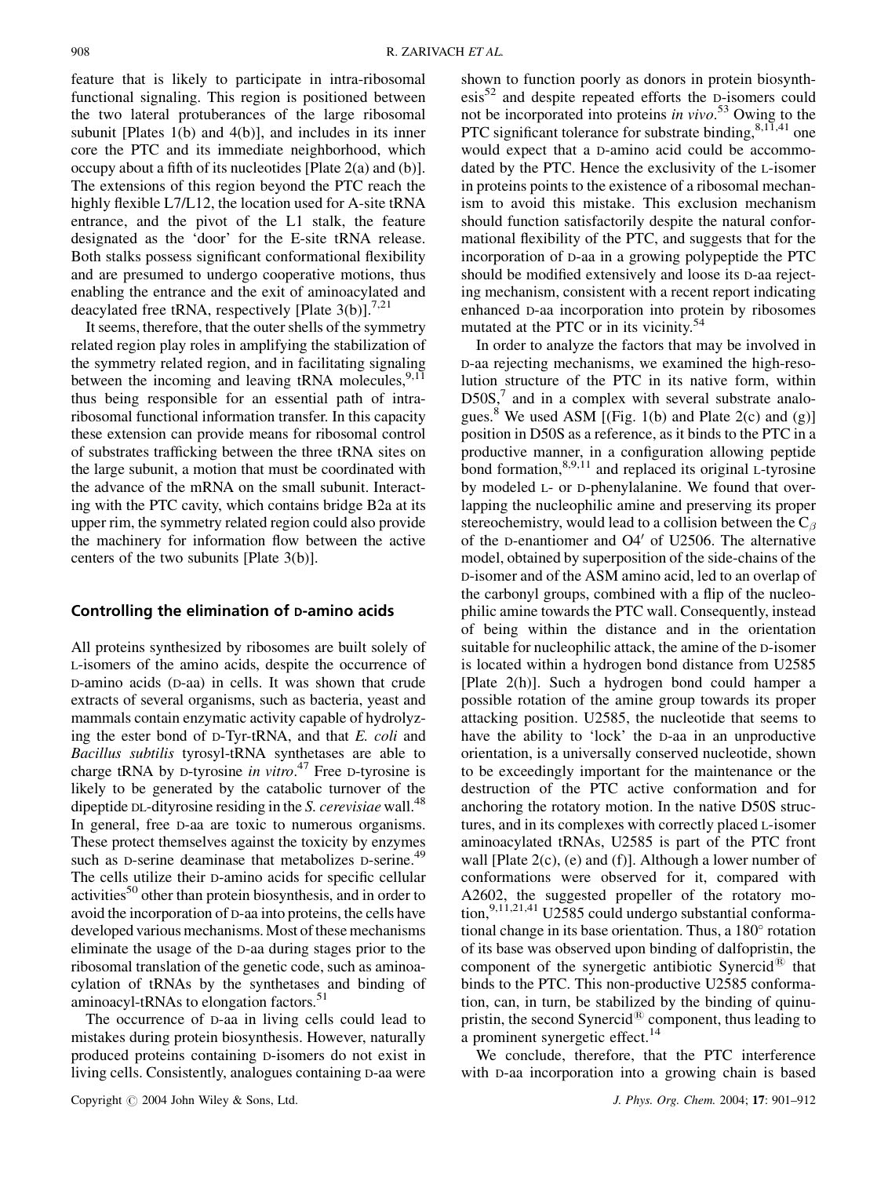feature that is likely to participate in intra-ribosomal functional signaling. This region is positioned between the two lateral protuberances of the large ribosomal subunit [Plates 1(b) and 4(b)], and includes in its inner core the PTC and its immediate neighborhood, which occupy about a fifth of its nucleotides [Plate 2(a) and (b)]. The extensions of this region beyond the PTC reach the highly flexible L7/L12, the location used for A-site tRNA entrance, and the pivot of the L1 stalk, the feature designated as the 'door' for the E-site tRNA release. Both stalks possess significant conformational flexibility and are presumed to undergo cooperative motions, thus enabling the entrance and the exit of aminoacylated and deacylated free tRNA, respectively [Plate 3(b)].[7,21]

It seems, therefore, that the outer shells of the symmetry related region play roles in amplifying the stabilization of the symmetry related region, and in facilitating signaling between the incoming and leaving tRNA molecules,[9,11] thus being responsible for an essential path of intra-ribosomal functional information transfer. In this capacity these extension can provide means for ribosomal control of substrates trafficking between the three tRNA sites on the large subunit, a motion that must be coordinated with the advance of the mRNA on the small subunit. Interacting with the PTC cavity, which contains bridge B2a at its upper rim, the symmetry related region could also provide the machinery for information flow between the active centers of the two subunits [Plate 3(b)].

## Controlling the elimination of D-amino acids

All proteins synthesized by ribosomes are built solely of L-isomers of the amino acids, despite the occurrence of D-amino acids (D-aa) in cells. It was shown that crude extracts of several organisms, such as bacteria, yeast and mammals contain enzymatic activity capable of hydrolyzing the ester bond of D-Tyr-tRNA, and that *E. coli* and *Bacillus subtilis* tyrosyl-tRNA synthetases are able to charge tRNA by D-tyrosine *in vitro*.[47] Free D-tyrosine is likely to be generated by the catabolic turnover of the dipeptide DL-dityrosine residing in the *S. cerevisiae* wall.[48] In general, free D-aa are toxic to numerous organisms. These protect themselves against the toxicity by enzymes such as D-serine deaminase that metabolizes D-serine.[49] The cells utilize their D-amino acids for specific cellular activities[50] other than protein biosynthesis, and in order to avoid the incorporation of D-aa into proteins, the cells have developed various mechanisms. Most of these mechanisms eliminate the usage of the D-aa during stages prior to the ribosomal translation of the genetic code, such as aminoacylation of tRNAs by the synthetases and binding of aminoacyl-tRNAs to elongation factors.[51]

The occurrence of D-aa in living cells could lead to mistakes during protein biosynthesis. However, naturally produced proteins containing D-isomers do not exist in living cells. Consistently, analogues containing D-aa were shown to function poorly as donors in protein biosynthesis[52] and despite repeated efforts the D-isomers could not be incorporated into proteins *in vivo*.[53] Owing to the PTC significant tolerance for substrate binding,[8,11,41] one would expect that a D-amino acid could be accommodated by the PTC. Hence the exclusivity of the L-isomer in proteins points to the existence of a ribosomal mechanism to avoid this mistake. This exclusion mechanism should function satisfactorily despite the natural conformational flexibility of the PTC, and suggests that for the incorporation of D-aa in a growing polypeptide the PTC should be modified extensively and loose its D-aa rejecting mechanism, consistent with a recent report indicating enhanced D-aa incorporation into protein by ribosomes mutated at the PTC or in its vicinity.[54]

In order to analyze the factors that may be involved in D-aa rejecting mechanisms, we examined the high-resolution structure of the PTC in its native form, within D50S,[7] and in a complex with several substrate analogues.[8] We used ASM [(Fig. 1(b) and Plate 2(c) and (g)] position in D50S as a reference, as it binds to the PTC in a productive manner, in a configuration allowing peptide bond formation,[8,9,11] and replaced its original L-tyrosine by modeled L- or D-phenylalanine. We found that overlapping the nucleophilic amine and preserving its proper stereochemistry, would lead to a collision between the $C_\beta$ of the D-enantiomer and O4′ of U2506. The alternative model, obtained by superposition of the side-chains of the D-isomer and of the ASM amino acid, led to an overlap of the carbonyl groups, combined with a flip of the nucleophilic amine towards the PTC wall. Consequently, instead of being within the distance and in the orientation suitable for nucleophilic attack, the amine of the D-isomer is located within a hydrogen bond distance from U2585 [Plate 2(h)]. Such a hydrogen bond could hamper a possible rotation of the amine group towards its proper attacking position. U2585, the nucleotide that seems to have the ability to 'lock' the D-aa in an unproductive orientation, is a universally conserved nucleotide, shown to be exceedingly important for the maintenance or the destruction of the PTC active conformation and for anchoring the rotatory motion. In the native D50S structures, and in its complexes with correctly placed L-isomer aminoacylated tRNAs, U2585 is part of the PTC front wall [Plate 2(c), (e) and (f)]. Although a lower number of conformations were observed for it, compared with A2602, the suggested propeller of the rotatory motion,[9,11,21,41] U2585 could undergo substantial conformational change in its base orientation. Thus, a 180° rotation of its base was observed upon binding of dalfopristin, the component of the synergetic antibiotic Synercid® that binds to the PTC. This non-productive U2585 conformation, can, in turn, be stabilized by the binding of quinupristin, the second Synercid® component, thus leading to a prominent synergetic effect.[14]

We conclude, therefore, that the PTC interference with D-aa incorporation into a growing chain is based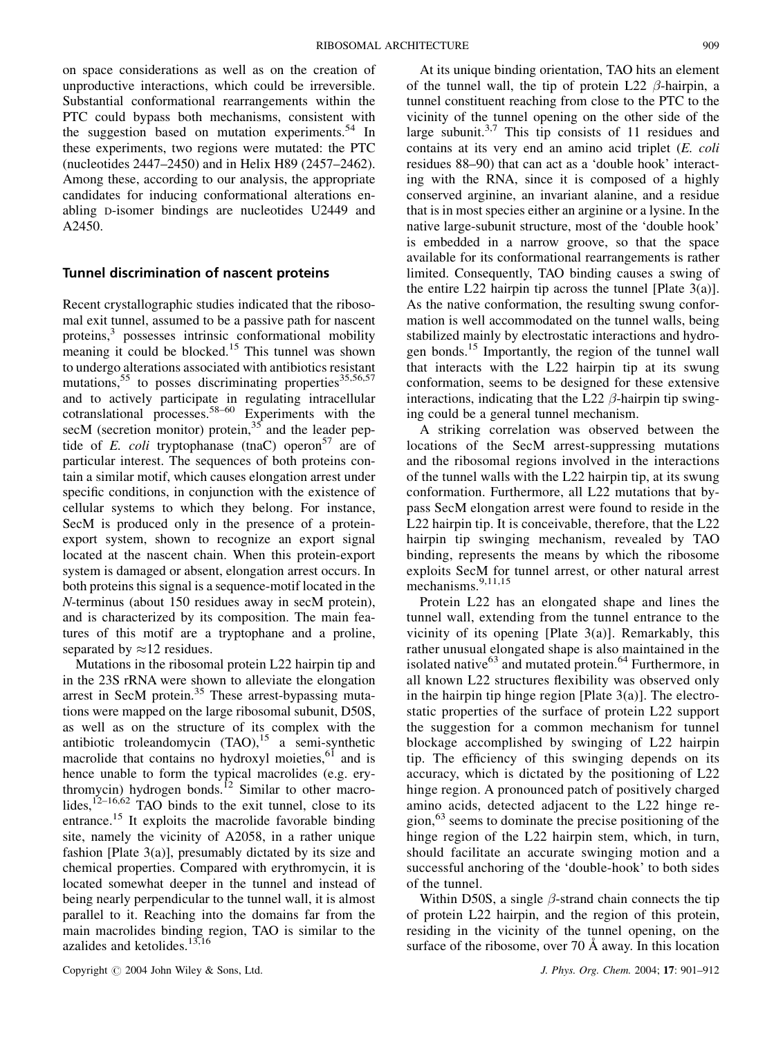on space considerations as well as on the creation of unproductive interactions, which could be irreversible. Substantial conformational rearrangements within the PTC could bypass both mechanisms, consistent with the suggestion based on mutation experiments.[54] In these experiments, two regions were mutated: the PTC (nucleotides 2447–2450) and in Helix H89 (2457–2462). Among these, according to our analysis, the appropriate candidates for inducing conformational alterations enabling D-isomer bindings are nucleotides U2449 and A2450.

## Tunnel discrimination of nascent proteins

Recent crystallographic studies indicated that the ribosomal exit tunnel, assumed to be a passive path for nascent proteins,[3] possesses intrinsic conformational mobility meaning it could be blocked.[15] This tunnel was shown to undergo alterations associated with antibiotics resistant mutations,[55] to posses discriminating properties[35,56,57] and to actively participate in regulating intracellular cotranslational processes.[58–60] Experiments with the secM (secretion monitor) protein,[35] and the leader peptide of *E. coli* tryptophanase (tnaC) operon[57] are of particular interest. The sequences of both proteins contain a similar motif, which causes elongation arrest under specific conditions, in conjunction with the existence of cellular systems to which they belong. For instance, SecM is produced only in the presence of a protein-export system, shown to recognize an export signal located at the nascent chain. When this protein-export system is damaged or absent, elongation arrest occurs. In both proteins this signal is a sequence-motif located in the *N*-terminus (about 150 residues away in secM protein), and is characterized by its composition. The main features of this motif are a tryptophane and a proline, separated by ≈12 residues.

Mutations in the ribosomal protein L22 hairpin tip and in the 23S rRNA were shown to alleviate the elongation arrest in SecM protein.[35] These arrest-bypassing mutations were mapped on the large ribosomal subunit, D50S, as well as on the structure of its complex with the antibiotic troleandomycin (TAO),[15] a semi-synthetic macrolide that contains no hydroxyl moieties,[61] and is hence unable to form the typical macrolides (e.g. erythromycin) hydrogen bonds.[12] Similar to other macrolides,[12–16,62] TAO binds to the exit tunnel, close to its entrance.[15] It exploits the macrolide favorable binding site, namely the vicinity of A2058, in a rather unique fashion [Plate 3(a)], presumably dictated by its size and chemical properties. Compared with erythromycin, it is located somewhat deeper in the tunnel and instead of being nearly perpendicular to the tunnel wall, it is almost parallel to it. Reaching into the domains far from the main macrolides binding region, TAO is similar to the azalides and ketolides.[13,16]

At its unique binding orientation, TAO hits an element of the tunnel wall, the tip of protein L22 $\beta$-hairpin, a tunnel constituent reaching from close to the PTC to the vicinity of the tunnel opening on the other side of the large subunit.[3,7] This tip consists of 11 residues and contains at its very end an amino acid triplet (*E. coli* residues 88–90) that can act as a 'double hook' interacting with the RNA, since it is composed of a highly conserved arginine, an invariant alanine, and a residue that is in most species either an arginine or a lysine. In the native large-subunit structure, most of the 'double hook' is embedded in a narrow groove, so that the space available for its conformational rearrangements is rather limited. Consequently, TAO binding causes a swing of the entire L22 hairpin tip across the tunnel [Plate 3(a)]. As the native conformation, the resulting swung conformation is well accommodated on the tunnel walls, being stabilized mainly by electrostatic interactions and hydrogen bonds.[15] Importantly, the region of the tunnel wall that interacts with the L22 hairpin tip at its swung conformation, seems to be designed for these extensive interactions, indicating that the L22 $\beta$-hairpin tip swinging could be a general tunnel mechanism.

A striking correlation was observed between the locations of the SecM arrest-suppressing mutations and the ribosomal regions involved in the interactions of the tunnel walls with the L22 hairpin tip, at its swung conformation. Furthermore, all L22 mutations that bypass SecM elongation arrest were found to reside in the L22 hairpin tip. It is conceivable, therefore, that the L22 hairpin tip swinging mechanism, revealed by TAO binding, represents the means by which the ribosome exploits SecM for tunnel arrest, or other natural arrest mechanisms.[9,11,15]

Protein L22 has an elongated shape and lines the tunnel wall, extending from the tunnel entrance to the vicinity of its opening [Plate 3(a)]. Remarkably, this rather unusual elongated shape is also maintained in the isolated native[63] and mutated protein.[64] Furthermore, in all known L22 structures flexibility was observed only in the hairpin tip hinge region [Plate 3(a)]. The electrostatic properties of the surface of protein L22 support the suggestion for a common mechanism for tunnel blockage accomplished by swinging of L22 hairpin tip. The efficiency of this swinging depends on its accuracy, which is dictated by the positioning of L22 hinge region. A pronounced patch of positively charged amino acids, detected adjacent to the L22 hinge region,[63] seems to dominate the precise positioning of the hinge region of the L22 hairpin stem, which, in turn, should facilitate an accurate swinging motion and a successful anchoring of the 'double-hook' to both sides of the tunnel.

Within D50S, a single $\beta$-strand chain connects the tip of protein L22 hairpin, and the region of this protein, residing in the vicinity of the tunnel opening, on the surface of the ribosome, over 70 Å away. In this location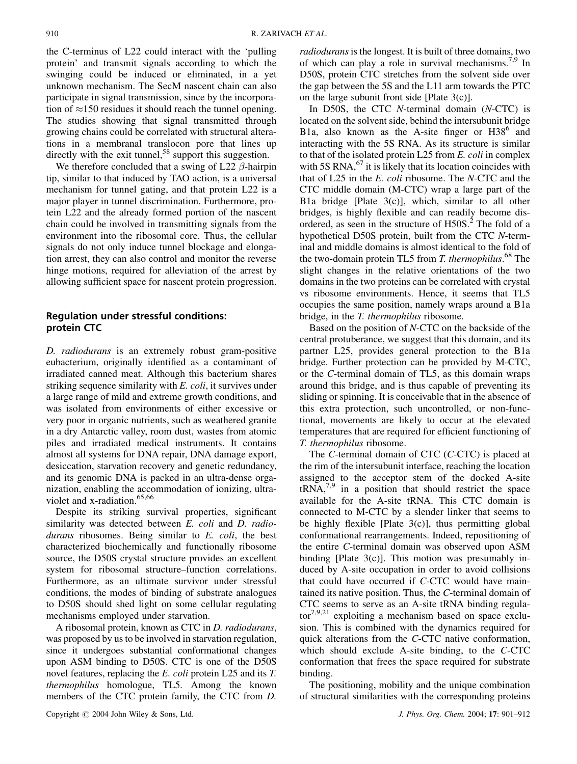the C-terminus of L22 could interact with the 'pulling protein' and transmit signals according to which the swinging could be induced or eliminated, in a yet unknown mechanism. The SecM nascent chain can also participate in signal transmission, since by the incorporation of $\approx$150 residues it should reach the tunnel opening. The studies showing that signal transmitted through growing chains could be correlated with structural alterations in a membranal translocon pore that lines up directly with the exit tunnel,[58] support this suggestion.

We therefore concluded that a swing of L22 $\beta$-hairpin tip, similar to that induced by TAO action, is a universal mechanism for tunnel gating, and that protein L22 is a major player in tunnel discrimination. Furthermore, protein L22 and the already formed portion of the nascent chain could be involved in transmitting signals from the environment into the ribosomal core. Thus, the cellular signals do not only induce tunnel blockage and elongation arrest, they can also control and monitor the reverse hinge motions, required for alleviation of the arrest by allowing sufficient space for nascent protein progression.

## Regulation under stressful conditions: protein CTC

*D. radiodurans* is an extremely robust gram-positive eubacterium, originally identified as a contaminant of irradiated canned meat. Although this bacterium shares striking sequence similarity with *E. coli*, it survives under a large range of mild and extreme growth conditions, and was isolated from environments of either excessive or very poor in organic nutrients, such as weathered granite in a dry Antarctic valley, room dust, wastes from atomic piles and irradiated medical instruments. It contains almost all systems for DNA repair, DNA damage export, desiccation, starvation recovery and genetic redundancy, and its genomic DNA is packed in an ultra-dense organization, enabling the accommodation of ionizing, ultraviolet and x-radiation.[65,66]

Despite its striking survival properties, significant similarity was detected between *E. coli* and *D. radiodurans* ribosomes. Being similar to *E. coli*, the best characterized biochemically and functionally ribosome source, the D50S crystal structure provides an excellent system for ribosomal structure–function correlations. Furthermore, as an ultimate survivor under stressful conditions, the modes of binding of substrate analogues to D50S should shed light on some cellular regulating mechanisms employed under starvation.

A ribosomal protein, known as CTC in *D. radiodurans*, was proposed by us to be involved in starvation regulation, since it undergoes substantial conformational changes upon ASM binding to D50S. CTC is one of the D50S novel features, replacing the *E. coli* protein L25 and its *T. thermophilus* homologue, TL5. Among the known members of the CTC protein family, the CTC from *D. radiodurans* is the longest. It is built of three domains, two of which can play a role in survival mechanisms.[7,9] In D50S, protein CTC stretches from the solvent side over the gap between the 5S and the L11 arm towards the PTC on the large subunit front side [Plate 3(c)].

In D50S, the CTC *N*-terminal domain (*N*-CTC) is located on the solvent side, behind the intersubunit bridge B1a, also known as the A-site finger or H38[6] and interacting with the 5S RNA. As its structure is similar to that of the isolated protein L25 from *E. coli* in complex with 5S RNA,[67] it is likely that its location coincides with that of L25 in the *E. coli* ribosome. The *N*-CTC and the CTC middle domain (M-CTC) wrap a large part of the B1a bridge [Plate 3(c)], which, similar to all other bridges, is highly flexible and can readily become disordered, as seen in the structure of H50S.[2] The fold of a hypothetical D50S protein, built from the CTC *N*-terminal and middle domains is almost identical to the fold of the two-domain protein TL5 from *T. thermophilus*.[68] The slight changes in the relative orientations of the two domains in the two proteins can be correlated with crystal vs ribosome environments. Hence, it seems that TL5 occupies the same position, namely wraps around a B1a bridge, in the *T. thermophilus* ribosome.

Based on the position of *N*-CTC on the backside of the central protuberance, we suggest that this domain, and its partner L25, provides general protection to the B1a bridge. Further protection can be provided by M-CTC, or the *C*-terminal domain of TL5, as this domain wraps around this bridge, and is thus capable of preventing its sliding or spinning. It is conceivable that in the absence of this extra protection, such uncontrolled, or non-functional, movements are likely to occur at the elevated temperatures that are required for efficient functioning of *T. thermophilus* ribosome.

The *C*-terminal domain of CTC (*C*-CTC) is placed at the rim of the intersubunit interface, reaching the location assigned to the acceptor stem of the docked A-site tRNA,[7,9] in a position that should restrict the space available for the A-site tRNA. This CTC domain is connected to M-CTC by a slender linker that seems to be highly flexible [Plate 3(c)], thus permitting global conformational rearrangements. Indeed, repositioning of the entire *C*-terminal domain was observed upon ASM binding [Plate 3(c)]. This motion was presumably induced by A-site occupation in order to avoid collisions that could have occurred if *C*-CTC would have maintained its native position. Thus, the *C*-terminal domain of CTC seems to serve as an A-site tRNA binding regulator[7,9,21] exploiting a mechanism based on space exclusion. This is combined with the dynamics required for quick alterations from the *C*-CTC native conformation, which should exclude A-site binding, to the *C*-CTC conformation that frees the space required for substrate binding.

The positioning, mobility and the unique combination of structural similarities with the corresponding proteins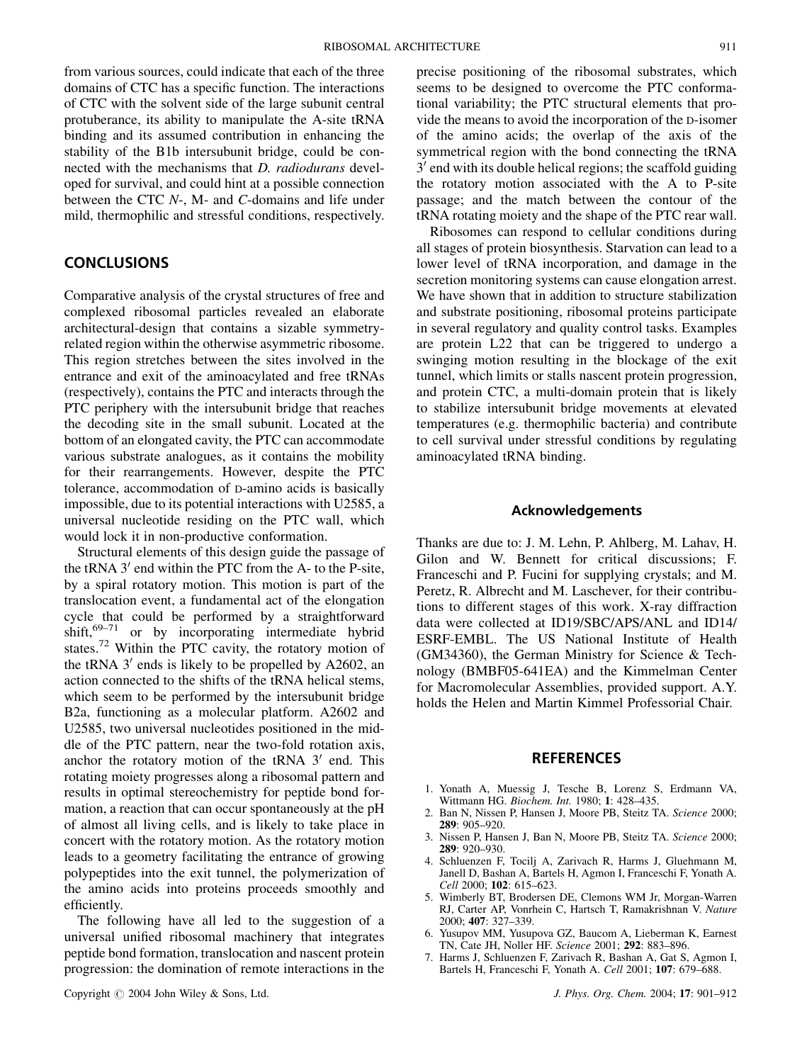from various sources, could indicate that each of the three domains of CTC has a specific function. The interactions of CTC with the solvent side of the large subunit central protuberance, its ability to manipulate the A-site tRNA binding and its assumed contribution in enhancing the stability of the B1b intersubunit bridge, could be connected with the mechanisms that *D. radiodurans* developed for survival, and could hint at a possible connection between the CTC *N*-, M- and *C*-domains and life under mild, thermophilic and stressful conditions, respectively.

## CONCLUSIONS

Comparative analysis of the crystal structures of free and complexed ribosomal particles revealed an elaborate architectural-design that contains a sizable symmetry-related region within the otherwise asymmetric ribosome. This region stretches between the sites involved in the entrance and exit of the aminoacylated and free tRNAs (respectively), contains the PTC and interacts through the PTC periphery with the intersubunit bridge that reaches the decoding site in the small subunit. Located at the bottom of an elongated cavity, the PTC can accommodate various substrate analogues, as it contains the mobility for their rearrangements. However, despite the PTC tolerance, accommodation of D-amino acids is basically impossible, due to its potential interactions with U2585, a universal nucleotide residing on the PTC wall, which would lock it in non-productive conformation.

Structural elements of this design guide the passage of the tRNA 3′ end within the PTC from the A- to the P-site, by a spiral rotatory motion. This motion is part of the translocation event, a fundamental act of the elongation cycle that could be performed by a straightforward shift,[69–71] or by incorporating intermediate hybrid states.[72] Within the PTC cavity, the rotatory motion of the tRNA 3′ ends is likely to be propelled by A2602, an action connected to the shifts of the tRNA helical stems, which seem to be performed by the intersubunit bridge B2a, functioning as a molecular platform. A2602 and U2585, two universal nucleotides positioned in the middle of the PTC pattern, near the two-fold rotation axis, anchor the rotatory motion of the tRNA 3′ end. This rotating moiety progresses along a ribosomal pattern and results in optimal stereochemistry for peptide bond formation, a reaction that can occur spontaneously at the pH of almost all living cells, and is likely to take place in concert with the rotatory motion. As the rotatory motion leads to a geometry facilitating the entrance of growing polypeptides into the exit tunnel, the polymerization of the amino acids into proteins proceeds smoothly and efficiently.

The following have all led to the suggestion of a universal unified ribosomal machinery that integrates peptide bond formation, translocation and nascent protein progression: the domination of remote interactions in the precise positioning of the ribosomal substrates, which seems to be designed to overcome the PTC conformational variability; the PTC structural elements that provide the means to avoid the incorporation of the D-isomer of the amino acids; the overlap of the axis of the symmetrical region with the bond connecting the tRNA 3′ end with its double helical regions; the scaffold guiding the rotatory motion associated with the A to P-site passage; and the match between the contour of the tRNA rotating moiety and the shape of the PTC rear wall.

Ribosomes can respond to cellular conditions during all stages of protein biosynthesis. Starvation can lead to a lower level of tRNA incorporation, and damage in the secretion monitoring systems can cause elongation arrest. We have shown that in addition to structure stabilization and substrate positioning, ribosomal proteins participate in several regulatory and quality control tasks. Examples are protein L22 that can be triggered to undergo a swinging motion resulting in the blockage of the exit tunnel, which limits or stalls nascent protein progression, and protein CTC, a multi-domain protein that is likely to stabilize intersubunit bridge movements at elevated temperatures (e.g. thermophilic bacteria) and contribute to cell survival under stressful conditions by regulating aminoacylated tRNA binding.

### Acknowledgements

Thanks are due to: J. M. Lehn, P. Ahlberg, M. Lahav, H. Gilon and W. Bennett for critical discussions; F. Franceschi and P. Fucini for supplying crystals; and M. Peretz, R. Albrecht and M. Laschever, for their contributions to different stages of this work. X-ray diffraction data were collected at ID19/SBC/APS/ANL and ID14/ESRF-EMBL. The US National Institute of Health (GM34360), the German Ministry for Science & Technology (BMBF05-641EA) and the Kimmelman Center for Macromolecular Assemblies, provided support. A.Y. holds the Helen and Martin Kimmel Professorial Chair.

## REFERENCES

1. Yonath A, Muessig J, Tesche B, Lorenz S, Erdmann VA, Wittmann HG. *Biochem. Int.* 1980; **1**: 428–435.
2. Ban N, Nissen P, Hansen J, Moore PB, Steitz TA. *Science* 2000; **289**: 905–920.
3. Nissen P, Hansen J, Ban N, Moore PB, Steitz TA. *Science* 2000; **289**: 920–930.
4. Schluenzen F, Tocilj A, Zarivach R, Harms J, Gluehmann M, Janell D, Bashan A, Bartels H, Agmon I, Franceschi F, Yonath A. *Cell* 2000; **102**: 615–623.
5. Wimberly BT, Brodersen DE, Clemons WM Jr, Morgan-Warren RJ, Carter AP, Vonrhein C, Hartsch T, Ramakrishnan V. *Nature* 2000; **407**: 327–339.
6. Yusupov MM, Yusupova GZ, Baucom A, Lieberman K, Earnest TN, Cate JH, Noller HF. *Science* 2001; **292**: 883–896.
7. Harms J, Schluenzen F, Zarivach R, Bashan A, Gat S, Agmon I, Bartels H, Franceschi F, Yonath A. *Cell* 2001; **107**: 679–688.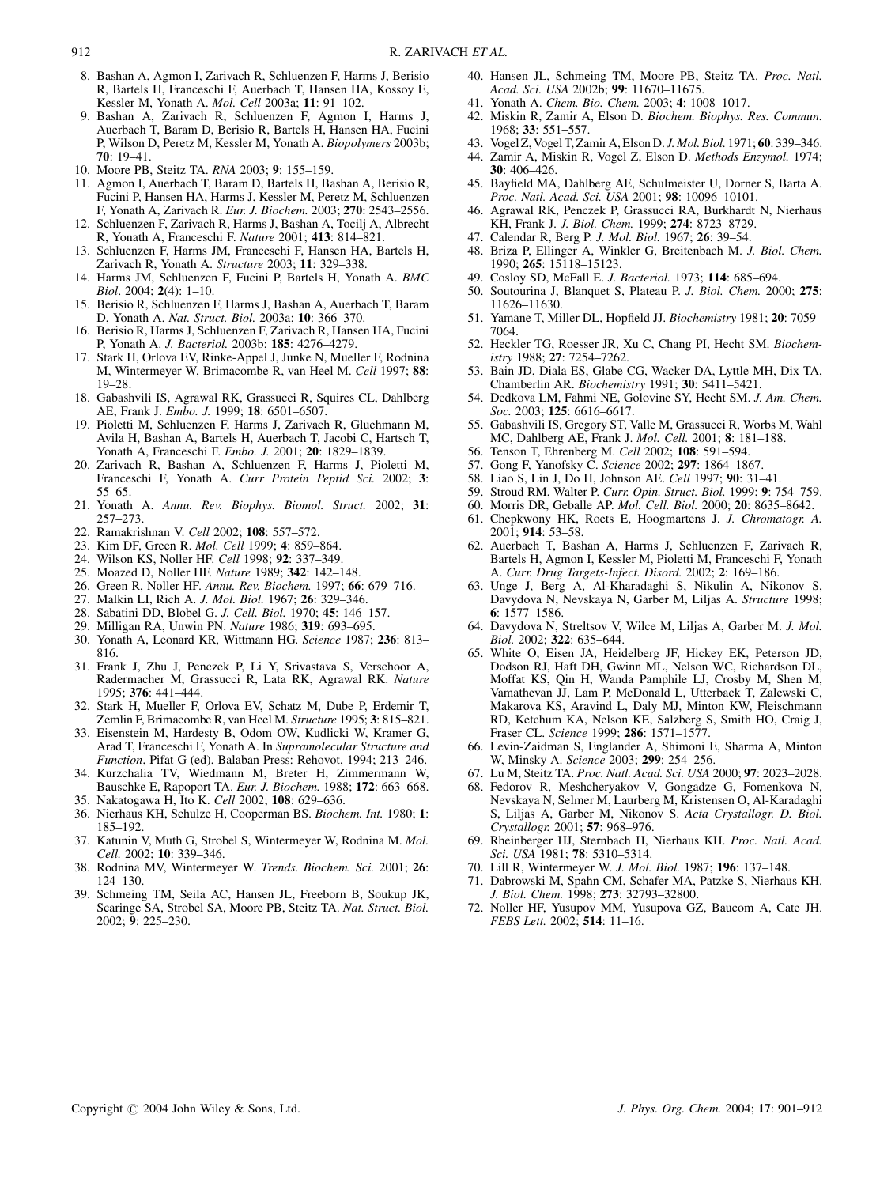8. Bashan A, Agmon I, Zarivach R, Schluenzen F, Harms J, Berisio R, Bartels H, Franceschi F, Auerbach T, Hansen HA, Kossoy E, Kessler M, Yonath A. *Mol. Cell* 2003a; **11**: 91–102.
9. Bashan A, Zarivach R, Schluenzen F, Agmon I, Harms J, Auerbach T, Baram D, Berisio R, Bartels H, Hansen HA, Fucini P, Wilson D, Peretz M, Kessler M, Yonath A. *Biopolymers* 2003b; **70**: 19–41.
10. Moore PB, Steitz TA. *RNA* 2003; **9**: 155–159.
11. Agmon I, Auerbach T, Baram D, Bartels H, Bashan A, Berisio R, Fucini P, Hansen HA, Harms J, Kessler M, Peretz M, Schluenzen F, Yonath A, Zarivach R. *Eur. J. Biochem.* 2003; **270**: 2543–2556.
12. Schluenzen F, Zarivach R, Harms J, Bashan A, Tocilj A, Albrecht R, Yonath A, Franceschi F. *Nature* 2001; **413**: 814–821.
13. Schluenzen F, Harms JM, Franceschi F, Hansen HA, Bartels H, Zarivach R, Yonath A. *Structure* 2003; **11**: 329–338.
14. Harms JM, Schluenzen F, Fucini P, Bartels H, Yonath A. *BMC Biol*. 2004; **2**(4): 1–10.
15. Berisio R, Schluenzen F, Harms J, Bashan A, Auerbach T, Baram D, Yonath A. *Nat. Struct. Biol.* 2003a; **10**: 366–370.
16. Berisio R, Harms J, Schluenzen F, Zarivach R, Hansen HA, Fucini P, Yonath A. *J. Bacteriol.* 2003b; **185**: 4276–4279.
17. Stark H, Orlova EV, Rinke-Appel J, Junke N, Mueller F, Rodnina M, Wintermeyer W, Brimacombe R, van Heel M. *Cell* 1997; **88**: 19–28.
18. Gabashvili IS, Agrawal RK, Grassucci R, Squires CL, Dahlberg AE, Frank J. *Embo. J.* 1999; **18**: 6501–6507.
19. Pioletti M, Schluenzen F, Harms J, Zarivach R, Gluehmann M, Avila H, Bashan A, Bartels H, Auerbach T, Jacobi C, Hartsch T, Yonath A, Franceschi F. *Embo. J.* 2001; **20**: 1829–1839.
20. Zarivach R, Bashan A, Schluenzen F, Harms J, Pioletti M, Franceschi F, Yonath A. *Curr Protein Peptid Sci.* 2002; **3**: 55–65.
21. Yonath A. *Annu. Rev. Biophys. Biomol. Struct.* 2002; **31**: 257–273.
22. Ramakrishnan V. *Cell* 2002; **108**: 557–572.
23. Kim DF, Green R. *Mol. Cell* 1999; **4**: 859–864.
24. Wilson KS, Noller HF. *Cell* 1998; **92**: 337–349.
25. Moazed D, Noller HF. *Nature* 1989; **342**: 142–148.
26. Green R, Noller HF. *Annu. Rev. Biochem.* 1997; **66**: 679–716.
27. Malkin LI, Rich A. *J. Mol. Biol.* 1967; **26**: 329–346.
28. Sabatini DD, Blobel G. *J. Cell. Biol.* 1970; **45**: 146–157.
29. Milligan RA, Unwin PN. *Nature* 1986; **319**: 693–695.
30. Yonath A, Leonard KR, Wittmann HG. *Science* 1987; **236**: 813–816.
31. Frank J, Zhu J, Penczek P, Li Y, Srivastava S, Verschoor A, Radermacher M, Grassucci R, Lata RK, Agrawal RK. *Nature* 1995; **376**: 441–444.
32. Stark H, Mueller F, Orlova EV, Schatz M, Dube P, Erdemir T, Zemlin F, Brimacombe R, van Heel M. *Structure* 1995; **3**: 815–821.
33. Eisenstein M, Hardesty B, Odom OW, Kudlicki W, Kramer G, Arad T, Franceschi F, Yonath A. In *Supramolecular Structure and Function*, Pifat G (ed). Balaban Press: Rehovot, 1994; 213–246.
34. Kurzchalia TV, Wiedmann M, Breter H, Zimmermann W, Bauschke E, Rapoport TA. *Eur. J. Biochem.* 1988; **172**: 663–668.
35. Nakatogawa H, Ito K. *Cell* 2002; **108**: 629–636.
36. Nierhaus KH, Schulze H, Cooperman BS. *Biochem. Int.* 1980; **1**: 185–192.
37. Katunin V, Muth G, Strobel S, Wintermeyer W, Rodnina M. *Mol. Cell.* 2002; **10**: 339–346.
38. Rodnina MV, Wintermeyer W. *Trends. Biochem. Sci.* 2001; **26**: 124–130.
39. Schmeing TM, Seila AC, Hansen JL, Freeborn B, Soukup JK, Scaringe SA, Strobel SA, Moore PB, Steitz TA. *Nat. Struct. Biol.* 2002; **9**: 225–230.
40. Hansen JL, Schmeing TM, Moore PB, Steitz TA. *Proc. Natl. Acad. Sci. USA* 2002b; **99**: 11670–11675.
41. Yonath A. *Chem. Bio. Chem.* 2003; **4**: 1008–1017.
42. Miskin R, Zamir A, Elson D. *Biochem. Biophys. Res. Commun.* 1968; **33**: 551–557.
43. Vogel Z, Vogel T, Zamir A, Elson D. *J. Mol. Biol.* 1971; **60**: 339–346.
44. Zamir A, Miskin R, Vogel Z, Elson D. *Methods Enzymol.* 1974; **30**: 406–426.
45. Bayfield MA, Dahlberg AE, Schulmeister U, Dorner S, Barta A. *Proc. Natl. Acad. Sci. USA* 2001; **98**: 10096–10101.
46. Agrawal RK, Penczek P, Grassucci RA, Burkhardt N, Nierhaus KH, Frank J. *J. Biol. Chem.* 1999; **274**: 8723–8729.
47. Calendar R, Berg P. *J. Mol. Biol.* 1967; **26**: 39–54.
48. Briza P, Ellinger A, Winkler G, Breitenbach M. *J. Biol. Chem.* 1990; **265**: 15118–15123.
49. Cosloy SD, McFall E. *J. Bacteriol.* 1973; **114**: 685–694.
50. Soutourina J, Blanquet S, Plateau P. *J. Biol. Chem.* 2000; **275**: 11626–11630.
51. Yamane T, Miller DL, Hopfield JJ. *Biochemistry* 1981; **20**: 7059–7064.
52. Heckler TG, Roesser JR, Xu C, Chang PI, Hecht SM. *Biochemistry* 1988; **27**: 7254–7262.
53. Bain JD, Diala ES, Glabe CG, Wacker DA, Lyttle MH, Dix TA, Chamberlin AR. *Biochemistry* 1991; **30**: 5411–5421.
54. Dedkova LM, Fahmi NE, Golovine SY, Hecht SM. *J. Am. Chem. Soc.* 2003; **125**: 6616–6617.
55. Gabashvili IS, Gregory ST, Valle M, Grassucci R, Worbs M, Wahl MC, Dahlberg AE, Frank J. *Mol. Cell.* 2001; **8**: 181–188.
56. Tenson T, Ehrenberg M. *Cell* 2002; **108**: 591–594.
57. Gong F, Yanofsky C. *Science* 2002; **297**: 1864–1867.
58. Liao S, Lin J, Do H, Johnson AE. *Cell* 1997; **90**: 31–41.
59. Stroud RM, Walter P. *Curr. Opin. Struct. Biol.* 1999; **9**: 754–759.
60. Morris DR, Geballe AP. *Mol. Cell. Biol.* 2000; **20**: 8635–8642.
61. Chepkwony HK, Roets E, Hoogmartens J. *J. Chromatogr. A.* 2001; **914**: 53–58.
62. Auerbach T, Bashan A, Harms J, Schluenzen F, Zarivach R, Bartels H, Agmon I, Kessler M, Pioletti M, Franceschi F, Yonath A. *Curr. Drug Targets-Infect. Disord.* 2002; **2**: 169–186.
63. Unge J, Berg A, Al-Kharadaghi S, Nikulin A, Nikonov S, Davydova N, Nevskaya N, Garber M, Liljas A. *Structure* 1998; **6**: 1577–1586.
64. Davydova N, Streltsov V, Wilce M, Liljas A, Garber M. *J. Mol. Biol.* 2002; **322**: 635–644.
65. White O, Eisen JA, Heidelberg JF, Hickey EK, Peterson JD, Dodson RJ, Haft DH, Gwinn ML, Nelson WC, Richardson DL, Moffat KS, Qin H, Wanda Pamphile LJ, Crosby M, Shen M, Vamathevan JJ, Lam P, McDonald L, Utterback T, Zalewski C, Makarova KS, Aravind L, Daly MJ, Minton KW, Fleischmann RD, Ketchum KA, Nelson KE, Salzberg S, Smith HO, Craig J, Fraser CL. *Science* 1999; **286**: 1571–1577.
66. Levin-Zaidman S, Englander A, Shimoni E, Sharma A, Minton W, Minsky A. *Science* 2003; **299**: 254–256.
67. Lu M, Steitz TA. *Proc. Natl. Acad. Sci. USA* 2000; **97**: 2023–2028.
68. Fedorov R, Meshcheryakov V, Gongadze G, Fomenkova N, Nevskaya N, Selmer M, Laurberg M, Kristensen O, Al-Karadaghi S, Liljas A, Garber M, Nikonov S. *Acta Crystallogr. D. Biol. Crystallogr.* 2001; **57**: 968–976.
69. Rheinberger HJ, Sternbach H, Nierhaus KH. *Proc. Natl. Acad. Sci. USA* 1981; **78**: 5310–5314.
70. Lill R, Wintermeyer W. *J. Mol. Biol.* 1987; **196**: 137–148.
71. Dabrowski M, Spahn CM, Schafer MA, Patzke S, Nierhaus KH. *J. Biol. Chem.* 1998; **273**: 32793–32800.
72. Noller HF, Yusupov MM, Yusupova GZ, Baucom A, Cate JH. *FEBS Lett.* 2002; **514**: 11–16.